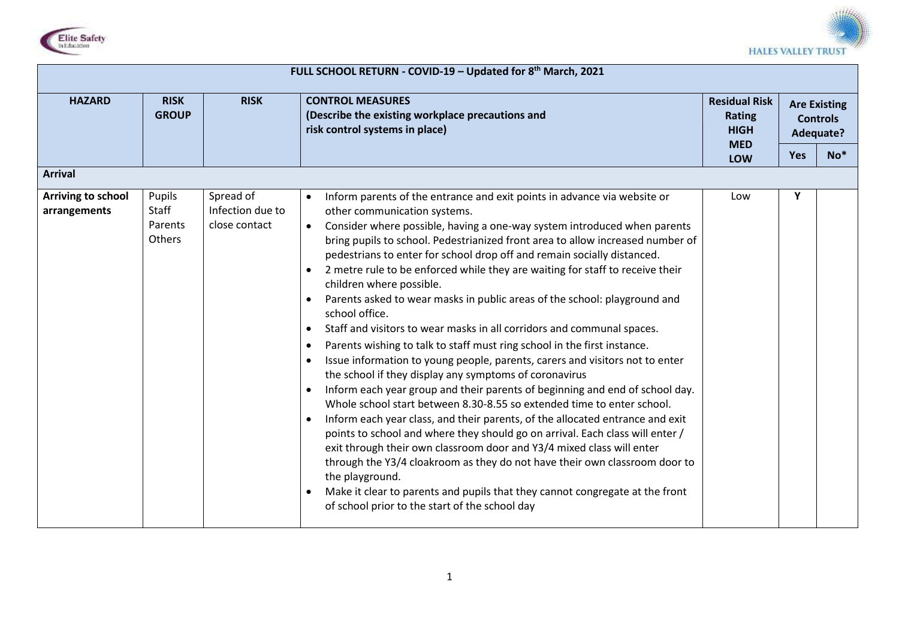| FULL SCHOOL RETURN - COVID-19 – Updated for 8th March, 2021 | | | | | | |
|---|---|---|---|---|---|---|
| **HAZARD** | **RISK GROUP** | **RISK** | **CONTROL MEASURES (Describe the existing workplace precautions and risk control systems in place)** | **Residual Risk Rating HIGH MED LOW** | **Are Existing Controls Adequate?** | |
| | | | | | **Yes** | **No*** |
| **Arrival** | | | | | | |
| **Arriving to school arrangements** | Pupils Staff Parents Others | Spread of Infection due to close contact | • Inform parents of the entrance and exit points in advance via website or other communication systems.<br>• Consider where possible, having a one-way system introduced when parents bring pupils to school. Pedestrianized front area to allow increased number of pedestrians to enter for school drop off and remain socially distanced.<br>• 2 metre rule to be enforced while they are waiting for staff to receive their children where possible.<br>• Parents asked to wear masks in public areas of the school: playground and school office.<br>• Staff and visitors to wear masks in all corridors and communal spaces.<br>• Parents wishing to talk to staff must ring school in the first instance.<br>• Issue information to young people, parents, carers and visitors not to enter the school if they display any symptoms of coronavirus<br>• Inform each year group and their parents of beginning and end of school day. Whole school start between 8.30-8.55 so extended time to enter school.<br>• Inform each year class, and their parents, of the allocated entrance and exit points to school and where they should go on arrival. Each class will enter / exit through their own classroom door and Y3/4 mixed class will enter through the Y3/4 cloakroom as they do not have their own classroom door to the playground.<br>• Make it clear to parents and pupils that they cannot congregate at the front of school prior to the start of the school day | Low | Y | |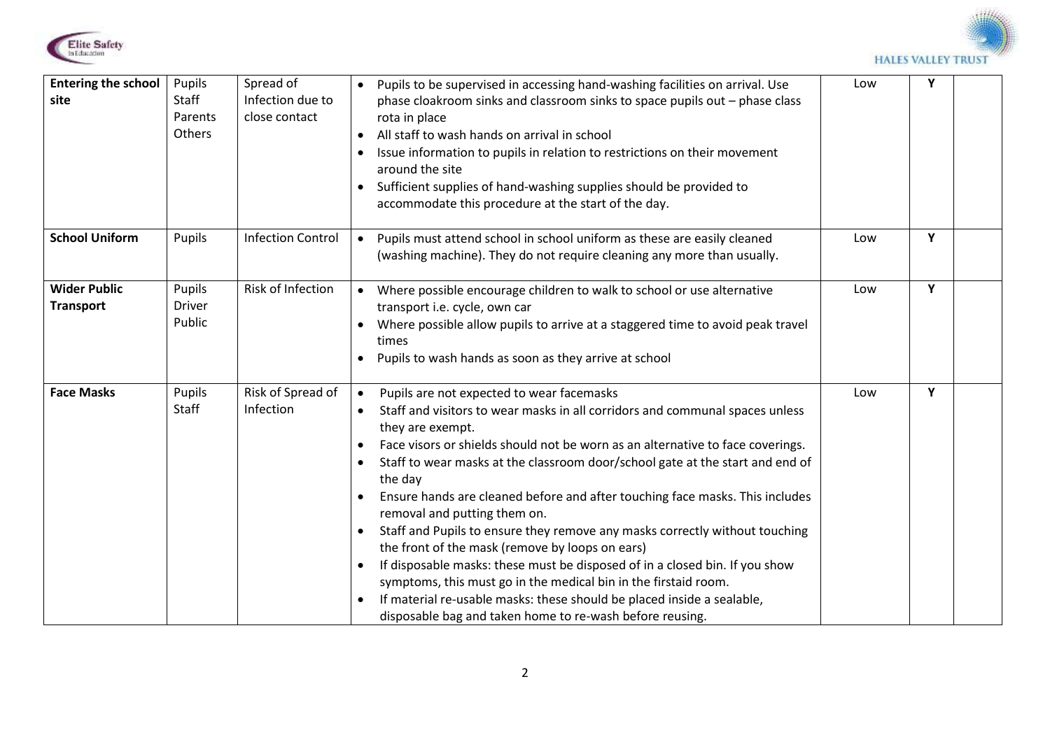| **Entering the school site** | Pupils<br>Staff<br>Parents<br>Others | Spread of Infection due to close contact | • Pupils to be supervised in accessing hand-washing facilities on arrival. Use phase cloakroom sinks and classroom sinks to space pupils out – phase class rota in place<br>• All staff to wash hands on arrival in school<br>• Issue information to pupils in relation to restrictions on their movement around the site<br>• Sufficient supplies of hand-washing supplies should be provided to accommodate this procedure at the start of the day. | Low | **Y** | |
|---|---|---|---|---|---|---|
| **School Uniform** | Pupils | Infection Control | • Pupils must attend school in school uniform as these are easily cleaned (washing machine). They do not require cleaning any more than usually. | Low | **Y** | |
| **Wider Public Transport** | Pupils<br>Driver<br>Public | Risk of Infection | • Where possible encourage children to walk to school or use alternative transport i.e. cycle, own car<br>• Where possible allow pupils to arrive at a staggered time to avoid peak travel times<br>• Pupils to wash hands as soon as they arrive at school | Low | **Y** | |
| **Face Masks** | Pupils<br>Staff | Risk of Spread of Infection | • Pupils are not expected to wear facemasks<br>• Staff and visitors to wear masks in all corridors and communal spaces unless they are exempt.<br>• Face visors or shields should not be worn as an alternative to face coverings.<br>• Staff to wear masks at the classroom door/school gate at the start and end of the day<br>• Ensure hands are cleaned before and after touching face masks. This includes removal and putting them on.<br>• Staff and Pupils to ensure they remove any masks correctly without touching the front of the mask (remove by loops on ears)<br>• If disposable masks: these must be disposed of in a closed bin. If you show symptoms, this must go in the medical bin in the firstaid room.<br>• If material re-usable masks: these should be placed inside a sealable, disposable bag and taken home to re-wash before reusing. | Low | **Y** | |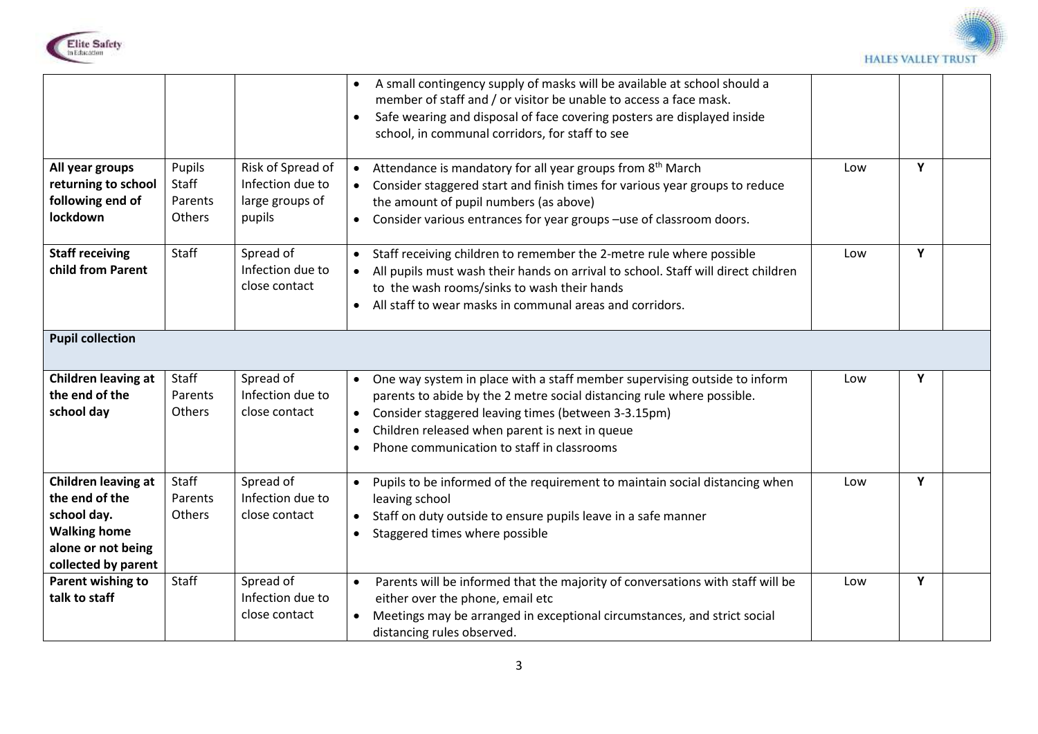| | | | | | | |
|---|---|---|---|---|---|---|
| | | | • A small contingency supply of masks will be available at school should a member of staff and / or visitor be unable to access a face mask.<br>• Safe wearing and disposal of face covering posters are displayed inside school, in communal corridors, for staff to see | | | |
| **All year groups returning to school following end of lockdown** | Pupils<br>Staff<br>Parents<br>Others | Risk of Spread of Infection due to large groups of pupils | • Attendance is mandatory for all year groups from 8th March<br>• Consider staggered start and finish times for various year groups to reduce the amount of pupil numbers (as above)<br>• Consider various entrances for year groups –use of classroom doors. | Low | Y | |
| **Staff receiving child from Parent** | Staff | Spread of Infection due to close contact | • Staff receiving children to remember the 2-metre rule where possible<br>• All pupils must wash their hands on arrival to school. Staff will direct children to the wash rooms/sinks to wash their hands<br>• All staff to wear masks in communal areas and corridors. | Low | Y | |
| **Pupil collection** | | | | | | |
| **Children leaving at the end of the school day** | Staff<br>Parents<br>Others | Spread of Infection due to close contact | • One way system in place with a staff member supervising outside to inform parents to abide by the 2 metre social distancing rule where possible.<br>• Consider staggered leaving times (between 3-3.15pm)<br>• Children released when parent is next in queue<br>• Phone communication to staff in classrooms | Low | Y | |
| **Children leaving at the end of the school day. Walking home alone or not being collected by parent** | Staff<br>Parents<br>Others | Spread of Infection due to close contact | • Pupils to be informed of the requirement to maintain social distancing when leaving school<br>• Staff on duty outside to ensure pupils leave in a safe manner<br>• Staggered times where possible | Low | Y | |
| **Parent wishing to talk to staff** | Staff | Spread of Infection due to close contact | • Parents will be informed that the majority of conversations with staff will be either over the phone, email etc<br>• Meetings may be arranged in exceptional circumstances, and strict social distancing rules observed. | Low | Y | |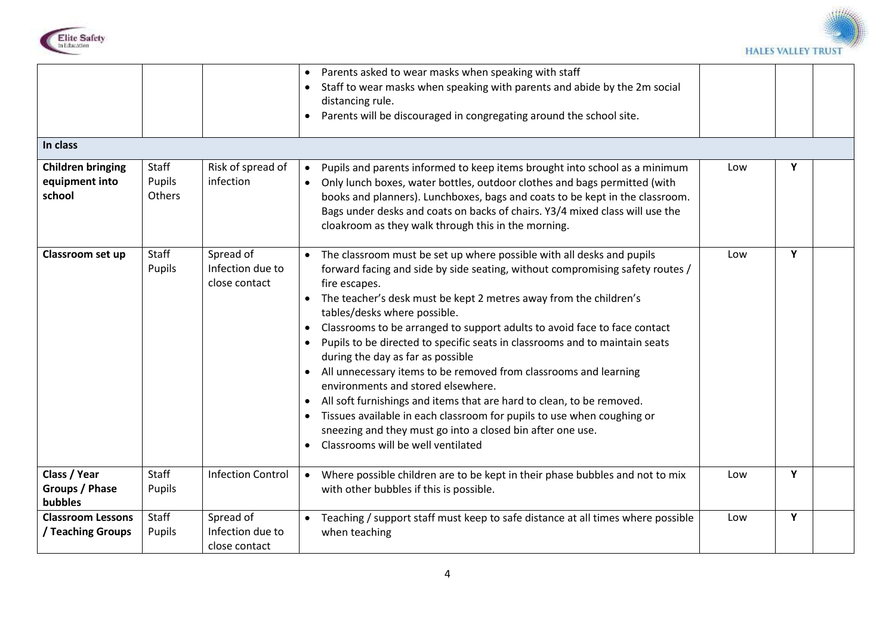| | | | | | | |
|---|---|---|---|---|---|---|
| | | | • Parents asked to wear masks when speaking with staff<br>• Staff to wear masks when speaking with parents and abide by the 2m social distancing rule.<br>• Parents will be discouraged in congregating around the school site. | | | |
| **In class** | | | | | | |
| **Children bringing equipment into school** | Staff<br>Pupils<br>Others | Risk of spread of infection | • Pupils and parents informed to keep items brought into school as a minimum<br>• Only lunch boxes, water bottles, outdoor clothes and bags permitted (with books and planners). Lunchboxes, bags and coats to be kept in the classroom. Bags under desks and coats on backs of chairs. Y3/4 mixed class will use the cloakroom as they walk through this in the morning. | Low | Y | |
| **Classroom set up** | Staff<br>Pupils | Spread of Infection due to close contact | • The classroom must be set up where possible with all desks and pupils forward facing and side by side seating, without compromising safety routes / fire escapes.<br>• The teacher's desk must be kept 2 metres away from the children's tables/desks where possible.<br>• Classrooms to be arranged to support adults to avoid face to face contact<br>• Pupils to be directed to specific seats in classrooms and to maintain seats during the day as far as possible<br>• All unnecessary items to be removed from classrooms and learning environments and stored elsewhere.<br>• All soft furnishings and items that are hard to clean, to be removed.<br>• Tissues available in each classroom for pupils to use when coughing or sneezing and they must go into a closed bin after one use.<br>• Classrooms will be well ventilated | Low | Y | |
| **Class / Year Groups / Phase bubbles** | Staff<br>Pupils | Infection Control | • Where possible children are to be kept in their phase bubbles and not to mix with other bubbles if this is possible. | Low | Y | |
| **Classroom Lessons / Teaching Groups** | Staff<br>Pupils | Spread of Infection due to close contact | • Teaching / support staff must keep to safe distance at all times where possible when teaching | Low | Y | |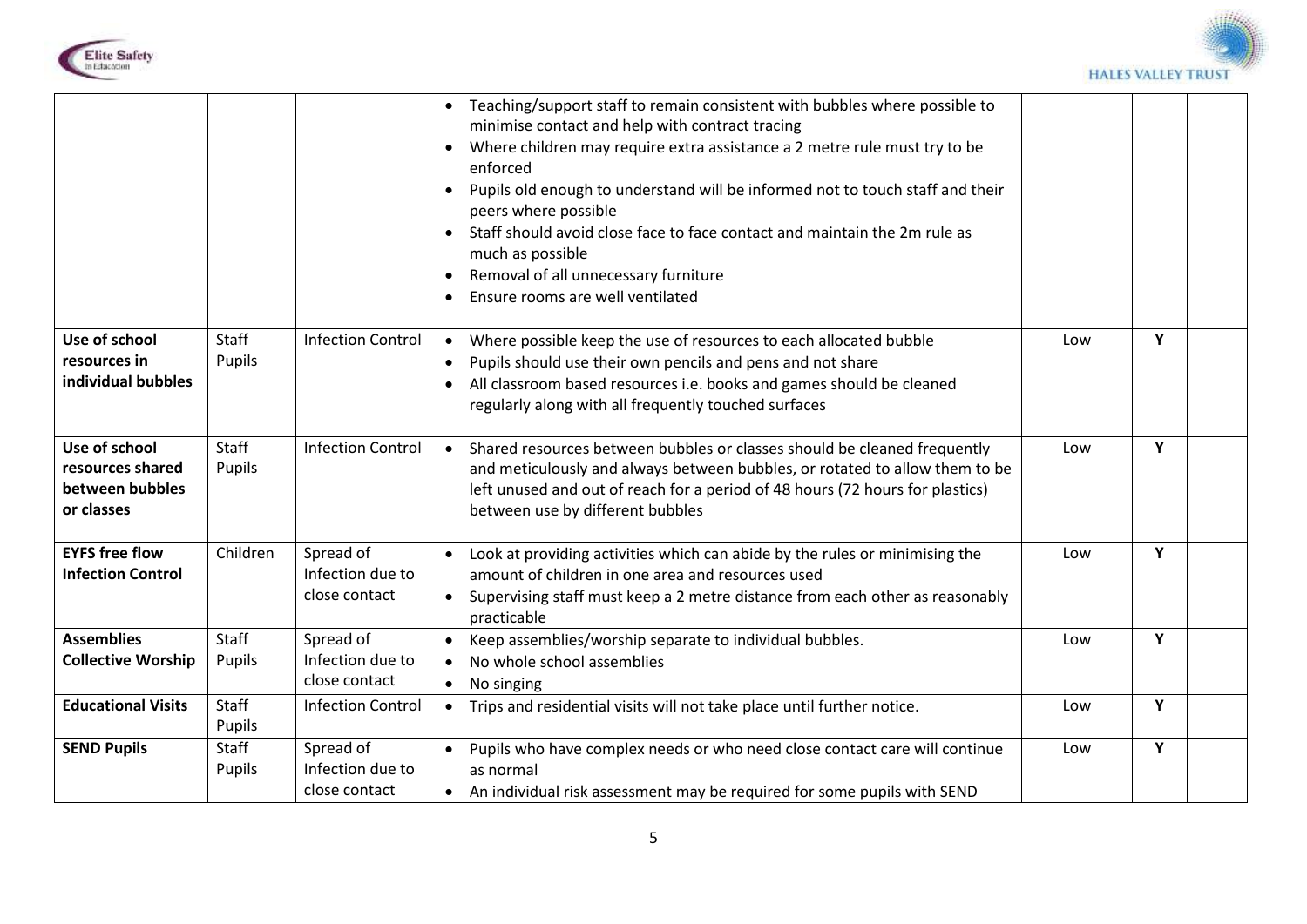| | | | | | | |
|---|---|---|---|---|---|---|
| | | | • Teaching/support staff to remain consistent with bubbles where possible to minimise contact and help with contract tracing<br>• Where children may require extra assistance a 2 metre rule must try to be enforced<br>• Pupils old enough to understand will be informed not to touch staff and their peers where possible<br>• Staff should avoid close face to face contact and maintain the 2m rule as much as possible<br>• Removal of all unnecessary furniture<br>• Ensure rooms are well ventilated | | | |
| **Use of school resources in individual bubbles** | Staff<br>Pupils | Infection Control | • Where possible keep the use of resources to each allocated bubble<br>• Pupils should use their own pencils and pens and not share<br>• All classroom based resources i.e. books and games should be cleaned regularly along with all frequently touched surfaces | Low | Y | |
| **Use of school resources shared between bubbles or classes** | Staff<br>Pupils | Infection Control | • Shared resources between bubbles or classes should be cleaned frequently and meticulously and always between bubbles, or rotated to allow them to be left unused and out of reach for a period of 48 hours (72 hours for plastics) between use by different bubbles | Low | Y | |
| **EYFS free flow Infection Control** | Children | Spread of Infection due to close contact | • Look at providing activities which can abide by the rules or minimising the amount of children in one area and resources used<br>• Supervising staff must keep a 2 metre distance from each other as reasonably practicable | Low | Y | |
| **Assemblies Collective Worship** | Staff<br>Pupils | Spread of Infection due to close contact | • Keep assemblies/worship separate to individual bubbles.<br>• No whole school assemblies<br>• No singing | Low | Y | |
| **Educational Visits** | Staff<br>Pupils | Infection Control | • Trips and residential visits will not take place until further notice. | Low | Y | |
| **SEND Pupils** | Staff<br>Pupils | Spread of Infection due to close contact | • Pupils who have complex needs or who need close contact care will continue as normal<br>• An individual risk assessment may be required for some pupils with SEND | Low | Y | |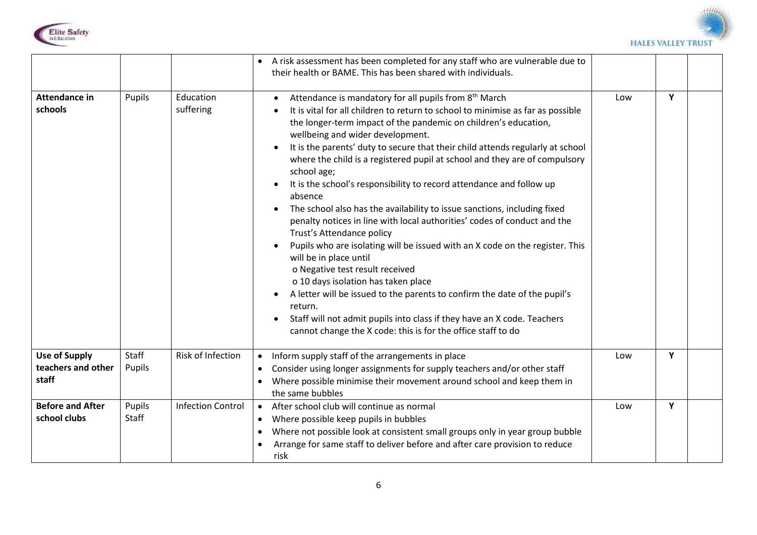| | | | | | | |
|---|---|---|---|---|---|---|
| | | | • A risk assessment has been completed for any staff who are vulnerable due to their health or BAME. This has been shared with individuals. | | | |
| **Attendance in schools** | Pupils | Education suffering | • Attendance is mandatory for all pupils from 8th March<br>• It is vital for all children to return to school to minimise as far as possible the longer-term impact of the pandemic on children's education, wellbeing and wider development.<br>• It is the parents' duty to secure that their child attends regularly at school where the child is a registered pupil at school and they are of compulsory school age;<br>• It is the school's responsibility to record attendance and follow up absence<br>• The school also has the availability to issue sanctions, including fixed penalty notices in line with local authorities' codes of conduct and the Trust's Attendance policy<br>• Pupils who are isolating will be issued with an X code on the register. This will be in place until<br>o Negative test result received<br>o 10 days isolation has taken place<br>• A letter will be issued to the parents to confirm the date of the pupil's return.<br>• Staff will not admit pupils into class if they have an X code. Teachers cannot change the X code: this is for the office staff to do | Low | Y | |
| **Use of Supply teachers and other staff** | Staff Pupils | Risk of Infection | • Inform supply staff of the arrangements in place<br>• Consider using longer assignments for supply teachers and/or other staff<br>• Where possible minimise their movement around school and keep them in the same bubbles | Low | Y | |
| **Before and After school clubs** | Pupils Staff | Infection Control | • After school club will continue as normal<br>• Where possible keep pupils in bubbles<br>• Where not possible look at consistent small groups only in year group bubble<br>• Arrange for same staff to deliver before and after care provision to reduce risk | Low | Y | |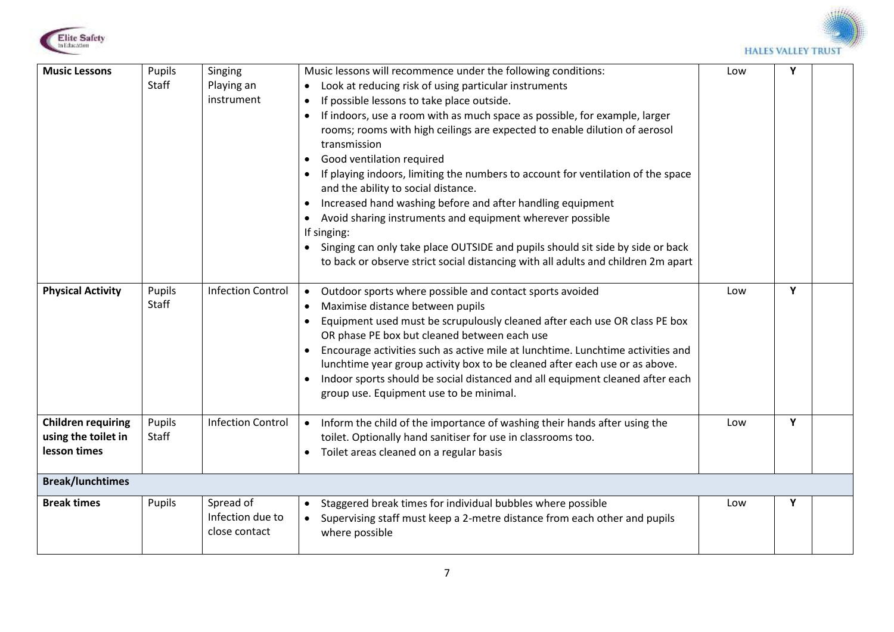| | | | | | | |
|---|---|---|---|---|---|---|
| **Music Lessons** | Pupils<br>Staff | Singing<br>Playing an instrument | Music lessons will recommence under the following conditions:<br>• Look at reducing risk of using particular instruments<br>• If possible lessons to take place outside.<br>• If indoors, use a room with as much space as possible, for example, larger rooms; rooms with high ceilings are expected to enable dilution of aerosol transmission<br>• Good ventilation required<br>• If playing indoors, limiting the numbers to account for ventilation of the space and the ability to social distance.<br>• Increased hand washing before and after handling equipment<br>• Avoid sharing instruments and equipment wherever possible<br>If singing:<br>• Singing can only take place OUTSIDE and pupils should sit side by side or back to back or observe strict social distancing with all adults and children 2m apart | Low | Y | |
| **Physical Activity** | Pupils<br>Staff | Infection Control | • Outdoor sports where possible and contact sports avoided<br>• Maximise distance between pupils<br>• Equipment used must be scrupulously cleaned after each use OR class PE box OR phase PE box but cleaned between each use<br>• Encourage activities such as active mile at lunchtime. Lunchtime activities and lunchtime year group activity box to be cleaned after each use or as above.<br>• Indoor sports should be social distanced and all equipment cleaned after each group use. Equipment use to be minimal. | Low | Y | |
| **Children requiring using the toilet in lesson times** | Pupils<br>Staff | Infection Control | • Inform the child of the importance of washing their hands after using the toilet. Optionally hand sanitiser for use in classrooms too.<br>• Toilet areas cleaned on a regular basis | Low | Y | |
| **Break/lunchtimes** | | | | | | |
| **Break times** | Pupils | Spread of Infection due to close contact | • Staggered break times for individual bubbles where possible<br>• Supervising staff must keep a 2-metre distance from each other and pupils where possible | Low | Y | |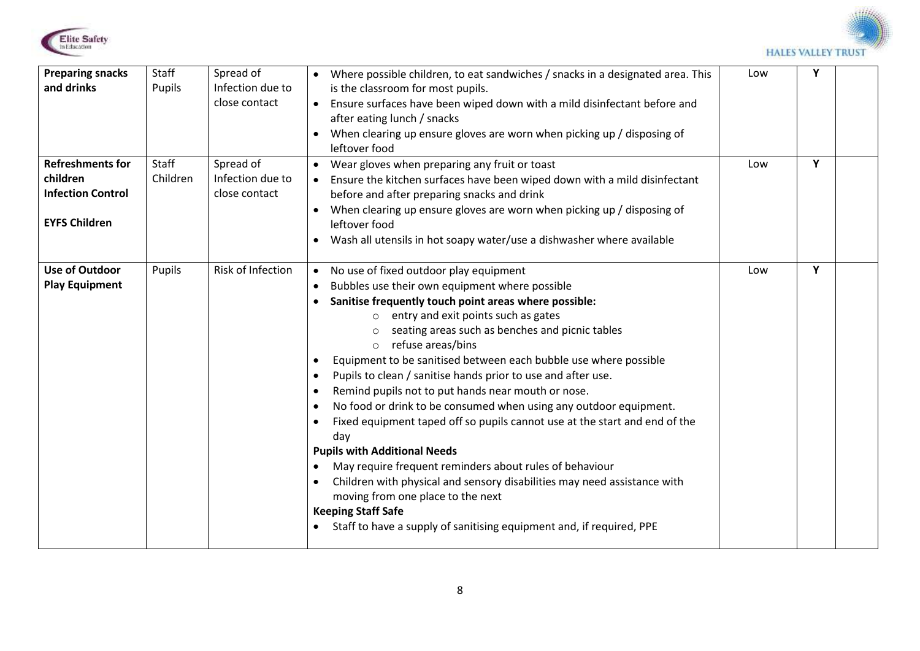| | | | | | | |
|---|---|---|---|---|---|---|
| **Preparing snacks and drinks** | Staff<br>Pupils | Spread of Infection due to close contact | • Where possible children, to eat sandwiches / snacks in a designated area. This is the classroom for most pupils.<br>• Ensure surfaces have been wiped down with a mild disinfectant before and after eating lunch / snacks<br>• When clearing up ensure gloves are worn when picking up / disposing of leftover food | Low | **Y** | |
| **Refreshments for children**<br>**Infection Control**<br><br>**EYFS Children** | Staff<br>Children | Spread of Infection due to close contact | • Wear gloves when preparing any fruit or toast<br>• Ensure the kitchen surfaces have been wiped down with a mild disinfectant before and after preparing snacks and drink<br>• When clearing up ensure gloves are worn when picking up / disposing of leftover food<br>• Wash all utensils in hot soapy water/use a dishwasher where available | Low | **Y** | |
| **Use of Outdoor Play Equipment** | Pupils | Risk of Infection | • No use of fixed outdoor play equipment<br>• Bubbles use their own equipment where possible<br>• **Sanitise frequently touch point areas where possible:**<br>&nbsp;&nbsp;&nbsp;&nbsp;○ entry and exit points such as gates<br>&nbsp;&nbsp;&nbsp;&nbsp;○ seating areas such as benches and picnic tables<br>&nbsp;&nbsp;&nbsp;&nbsp;○ refuse areas/bins<br>• Equipment to be sanitised between each bubble use where possible<br>• Pupils to clean / sanitise hands prior to use and after use.<br>• Remind pupils not to put hands near mouth or nose.<br>• No food or drink to be consumed when using any outdoor equipment.<br>• Fixed equipment taped off so pupils cannot use at the start and end of the day<br>**Pupils with Additional Needs**<br>• May require frequent reminders about rules of behaviour<br>• Children with physical and sensory disabilities may need assistance with moving from one place to the next<br>**Keeping Staff Safe**<br>• Staff to have a supply of sanitising equipment and, if required, PPE | Low | **Y** | |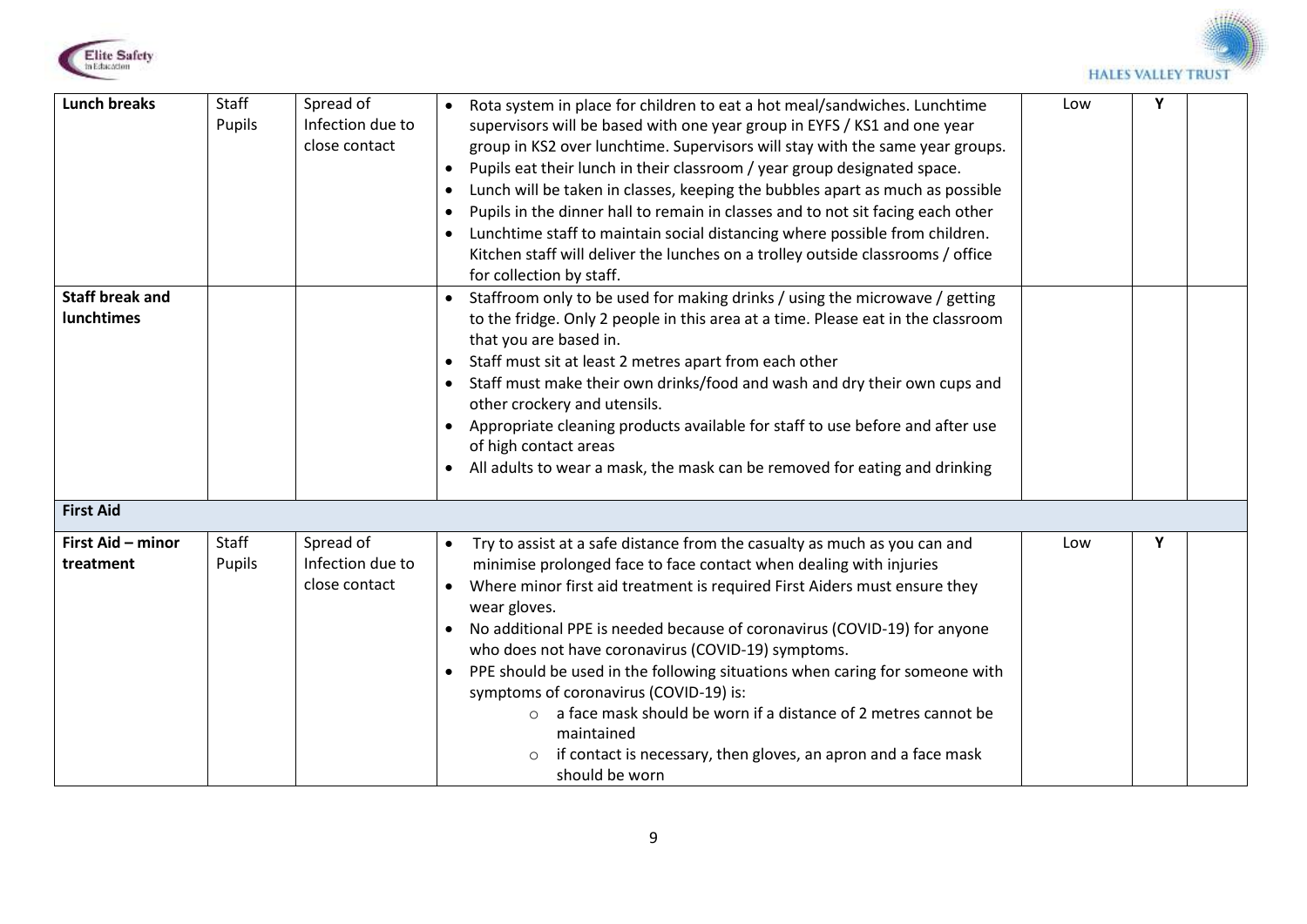| | | | | | | |
|---|---|---|---|---|---|---|
| **Lunch breaks** | Staff<br>Pupils | Spread of Infection due to close contact | • Rota system in place for children to eat a hot meal/sandwiches. Lunchtime supervisors will be based with one year group in EYFS / KS1 and one year group in KS2 over lunchtime. Supervisors will stay with the same year groups.<br>• Pupils eat their lunch in their classroom / year group designated space.<br>• Lunch will be taken in classes, keeping the bubbles apart as much as possible<br>• Pupils in the dinner hall to remain in classes and to not sit facing each other<br>• Lunchtime staff to maintain social distancing where possible from children. Kitchen staff will deliver the lunches on a trolley outside classrooms / office for collection by staff. | Low | Y | |
| **Staff break and lunchtimes** | | | • Staffroom only to be used for making drinks / using the microwave / getting to the fridge. Only 2 people in this area at a time. Please eat in the classroom that you are based in.<br>• Staff must sit at least 2 metres apart from each other<br>• Staff must make their own drinks/food and wash and dry their own cups and other crockery and utensils.<br>• Appropriate cleaning products available for staff to use before and after use of high contact areas<br>• All adults to wear a mask, the mask can be removed for eating and drinking | | | |
| **First Aid** | | | | | | |
| **First Aid – minor treatment** | Staff<br>Pupils | Spread of Infection due to close contact | • Try to assist at a safe distance from the casualty as much as you can and minimise prolonged face to face contact when dealing with injuries<br>• Where minor first aid treatment is required First Aiders must ensure they wear gloves.<br>• No additional PPE is needed because of coronavirus (COVID-19) for anyone who does not have coronavirus (COVID-19) symptoms.<br>• PPE should be used in the following situations when caring for someone with symptoms of coronavirus (COVID-19) is:<br>&nbsp;&nbsp;&nbsp;&nbsp;○ a face mask should be worn if a distance of 2 metres cannot be maintained<br>&nbsp;&nbsp;&nbsp;&nbsp;○ if contact is necessary, then gloves, an apron and a face mask should be worn | Low | Y | |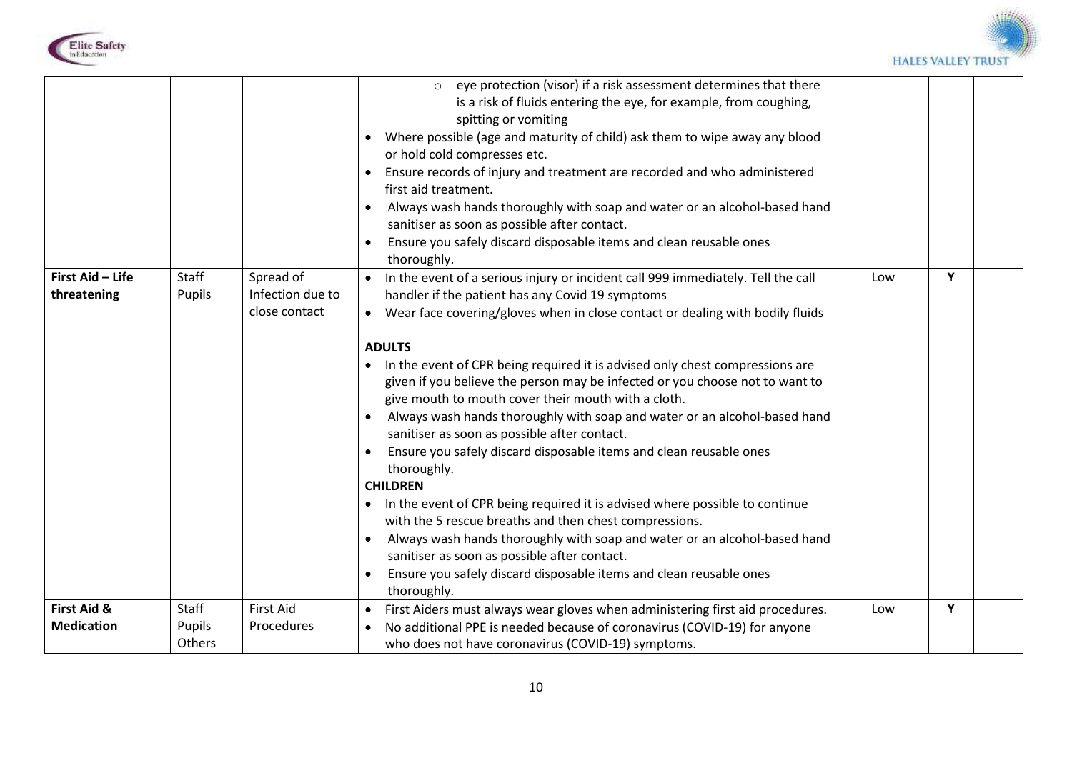| | | | | | | |
|---|---|---|---|---|---|---|
| | | | o eye protection (visor) if a risk assessment determines that there is a risk of fluids entering the eye, for example, from coughing, spitting or vomiting<br>• Where possible (age and maturity of child) ask them to wipe away any blood or hold cold compresses etc.<br>• Ensure records of injury and treatment are recorded and who administered first aid treatment.<br>• Always wash hands thoroughly with soap and water or an alcohol-based hand sanitiser as soon as possible after contact.<br>• Ensure you safely discard disposable items and clean reusable ones thoroughly. | | | |
| **First Aid – Life threatening** | Staff<br>Pupils | Spread of Infection due to close contact | • In the event of a serious injury or incident call 999 immediately. Tell the call handler if the patient has any Covid 19 symptoms<br>• Wear face covering/gloves when in close contact or dealing with bodily fluids<br><br>**ADULTS**<br>• In the event of CPR being required it is advised only chest compressions are given if you believe the person may be infected or you choose not to want to give mouth to mouth cover their mouth with a cloth.<br>• Always wash hands thoroughly with soap and water or an alcohol-based hand sanitiser as soon as possible after contact.<br>• Ensure you safely discard disposable items and clean reusable ones thoroughly.<br>**CHILDREN**<br>• In the event of CPR being required it is advised where possible to continue with the 5 rescue breaths and then chest compressions.<br>• Always wash hands thoroughly with soap and water or an alcohol-based hand sanitiser as soon as possible after contact.<br>• Ensure you safely discard disposable items and clean reusable ones thoroughly. | Low | Y | |
| **First Aid & Medication** | Staff<br>Pupils<br>Others | First Aid Procedures | • First Aiders must always wear gloves when administering first aid procedures.<br>• No additional PPE is needed because of coronavirus (COVID-19) for anyone who does not have coronavirus (COVID-19) symptoms. | Low | Y | |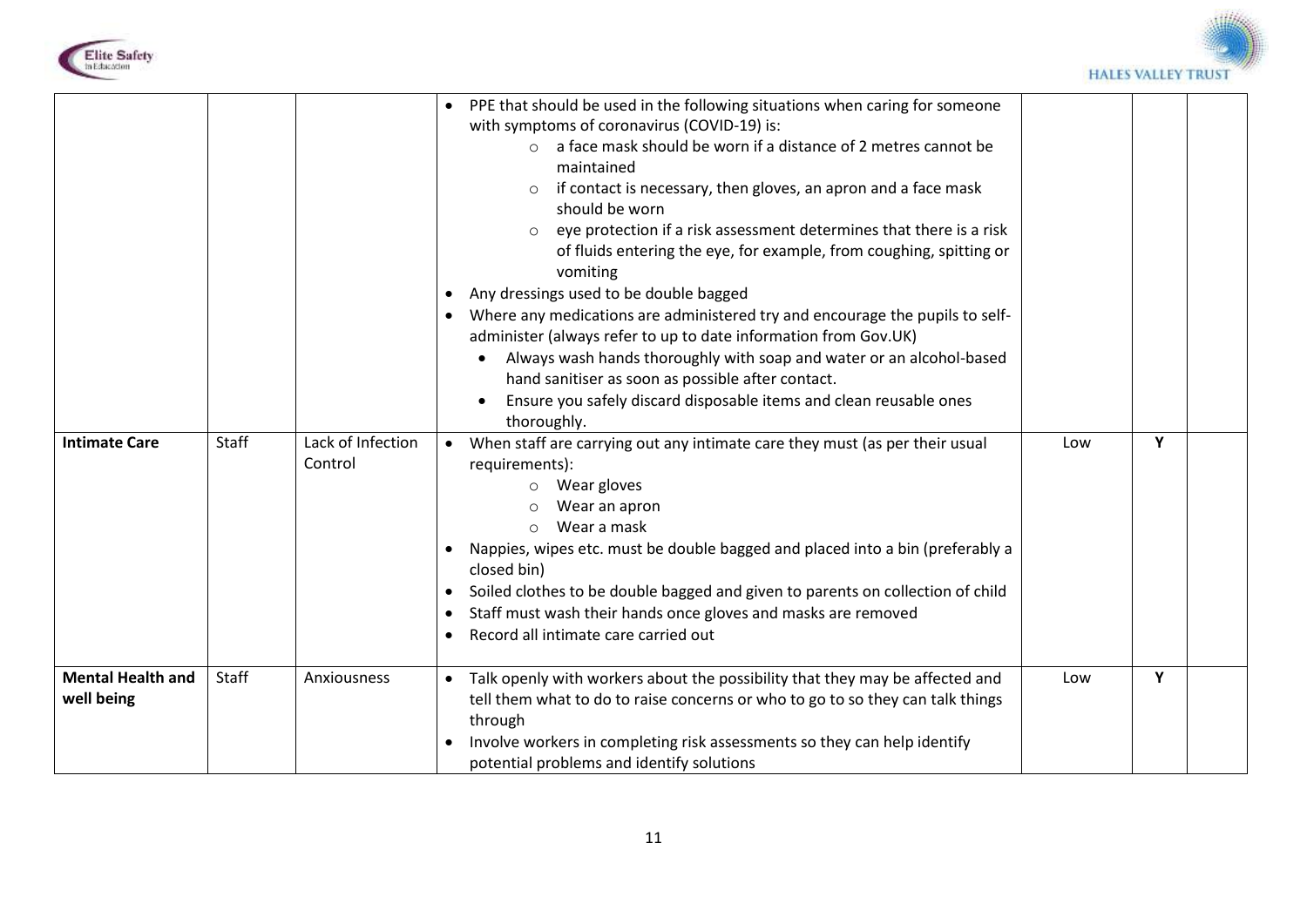| | | | | | | |
|---|---|---|---|---|---|---|
| | | | • PPE that should be used in the following situations when caring for someone with symptoms of coronavirus (COVID-19) is:<br>  ○ a face mask should be worn if a distance of 2 metres cannot be maintained<br>  ○ if contact is necessary, then gloves, an apron and a face mask should be worn<br>  ○ eye protection if a risk assessment determines that there is a risk of fluids entering the eye, for example, from coughing, spitting or vomiting<br>• Any dressings used to be double bagged<br>• Where any medications are administered try and encourage the pupils to self-administer (always refer to up to date information from Gov.UK)<br>  • Always wash hands thoroughly with soap and water or an alcohol-based hand sanitiser as soon as possible after contact.<br>  • Ensure you safely discard disposable items and clean reusable ones thoroughly. | | | |
| **Intimate Care** | Staff | Lack of Infection Control | • When staff are carrying out any intimate care they must (as per their usual requirements):<br>  ○ Wear gloves<br>  ○ Wear an apron<br>  ○ Wear a mask<br>• Nappies, wipes etc. must be double bagged and placed into a bin (preferably a closed bin)<br>• Soiled clothes to be double bagged and given to parents on collection of child<br>• Staff must wash their hands once gloves and masks are removed<br>• Record all intimate care carried out | Low | Y | |
| **Mental Health and well being** | Staff | Anxiousness | • Talk openly with workers about the possibility that they may be affected and tell them what to do to raise concerns or who to go to so they can talk things through<br>• Involve workers in completing risk assessments so they can help identify potential problems and identify solutions | Low | Y | |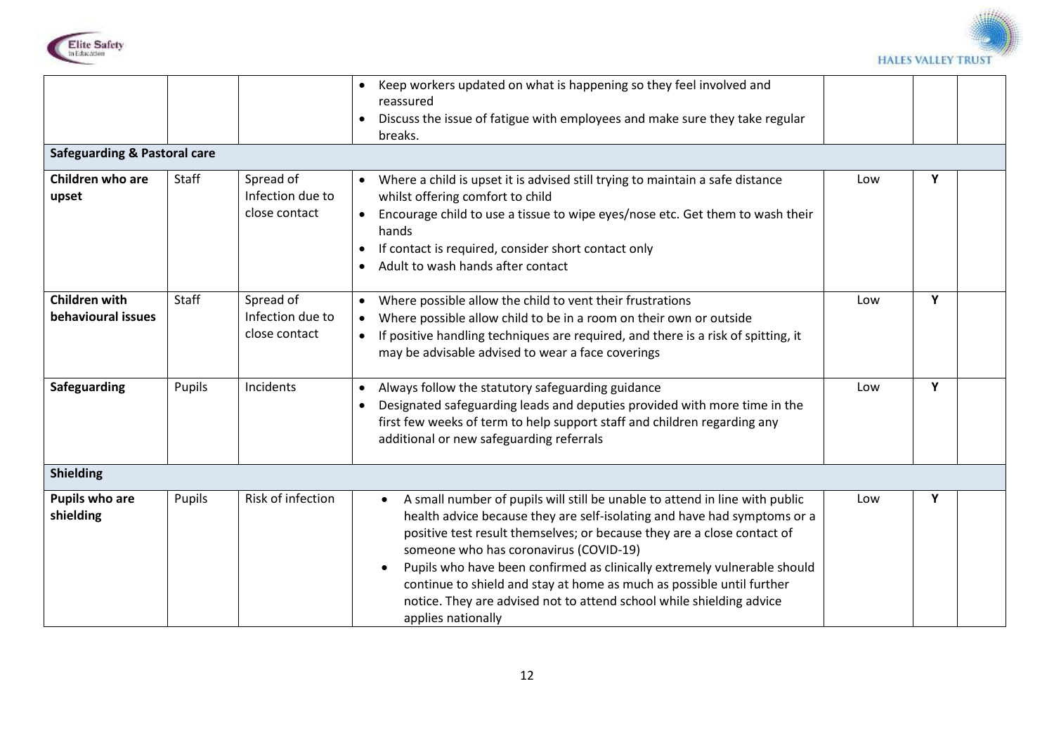| | | | | | | |
|---|---|---|---|---|---|---|
| | | | • Keep workers updated on what is happening so they feel involved and reassured<br>• Discuss the issue of fatigue with employees and make sure they take regular breaks. | | | |
| **Safeguarding & Pastoral care** | | | | | | |
| **Children who are upset** | Staff | Spread of Infection due to close contact | • Where a child is upset it is advised still trying to maintain a safe distance whilst offering comfort to child<br>• Encourage child to use a tissue to wipe eyes/nose etc. Get them to wash their hands<br>• If contact is required, consider short contact only<br>• Adult to wash hands after contact | Low | Y | |
| **Children with behavioural issues** | Staff | Spread of Infection due to close contact | • Where possible allow the child to vent their frustrations<br>• Where possible allow child to be in a room on their own or outside<br>• If positive handling techniques are required, and there is a risk of spitting, it may be advisable advised to wear a face coverings | Low | Y | |
| **Safeguarding** | Pupils | Incidents | • Always follow the statutory safeguarding guidance<br>• Designated safeguarding leads and deputies provided with more time in the first few weeks of term to help support staff and children regarding any additional or new safeguarding referrals | Low | Y | |
| **Shielding** | | | | | | |
| **Pupils who are shielding** | Pupils | Risk of infection | • A small number of pupils will still be unable to attend in line with public health advice because they are self-isolating and have had symptoms or a positive test result themselves; or because they are a close contact of someone who has coronavirus (COVID-19)<br>• Pupils who have been confirmed as clinically extremely vulnerable should continue to shield and stay at home as much as possible until further notice. They are advised not to attend school while shielding advice applies nationally | Low | Y | |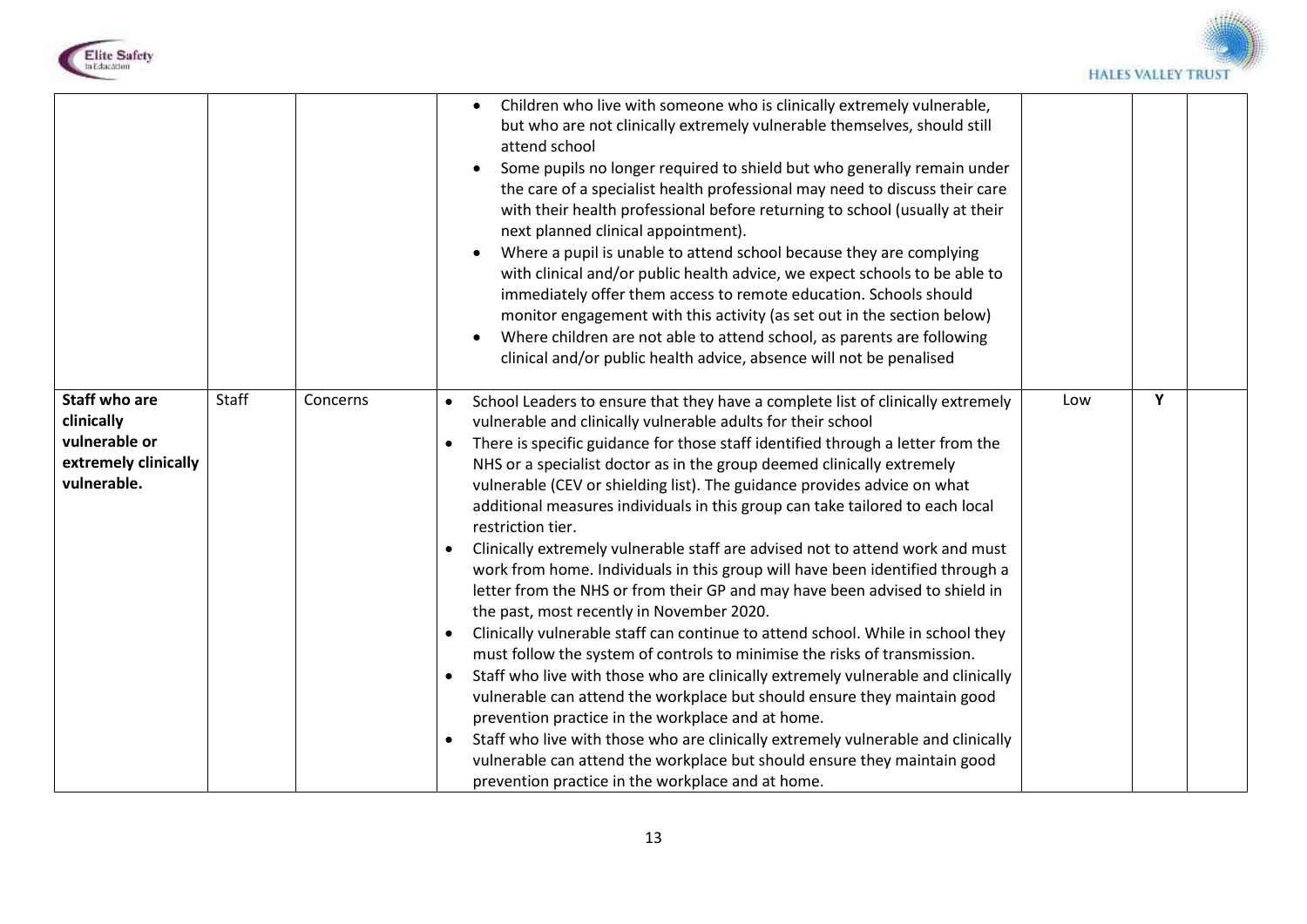| | | | | | | |
|---|---|---|---|---|---|---|
| | | | • Children who live with someone who is clinically extremely vulnerable, but who are not clinically extremely vulnerable themselves, should still attend school<br>• Some pupils no longer required to shield but who generally remain under the care of a specialist health professional may need to discuss their care with their health professional before returning to school (usually at their next planned clinical appointment).<br>• Where a pupil is unable to attend school because they are complying with clinical and/or public health advice, we expect schools to be able to immediately offer them access to remote education. Schools should monitor engagement with this activity (as set out in the section below)<br>• Where children are not able to attend school, as parents are following clinical and/or public health advice, absence will not be penalised | | | |
| **Staff who are clinically vulnerable or extremely clinically vulnerable.** | Staff | Concerns | • School Leaders to ensure that they have a complete list of clinically extremely vulnerable and clinically vulnerable adults for their school<br>• There is specific guidance for those staff identified through a letter from the NHS or a specialist doctor as in the group deemed clinically extremely vulnerable (CEV or shielding list). The guidance provides advice on what additional measures individuals in this group can take tailored to each local restriction tier.<br>• Clinically extremely vulnerable staff are advised not to attend work and must work from home. Individuals in this group will have been identified through a letter from the NHS or from their GP and may have been advised to shield in the past, most recently in November 2020.<br>• Clinically vulnerable staff can continue to attend school. While in school they must follow the system of controls to minimise the risks of transmission.<br>• Staff who live with those who are clinically extremely vulnerable and clinically vulnerable can attend the workplace but should ensure they maintain good prevention practice in the workplace and at home.<br>• Staff who live with those who are clinically extremely vulnerable and clinically vulnerable can attend the workplace but should ensure they maintain good prevention practice in the workplace and at home. | Low | Y | |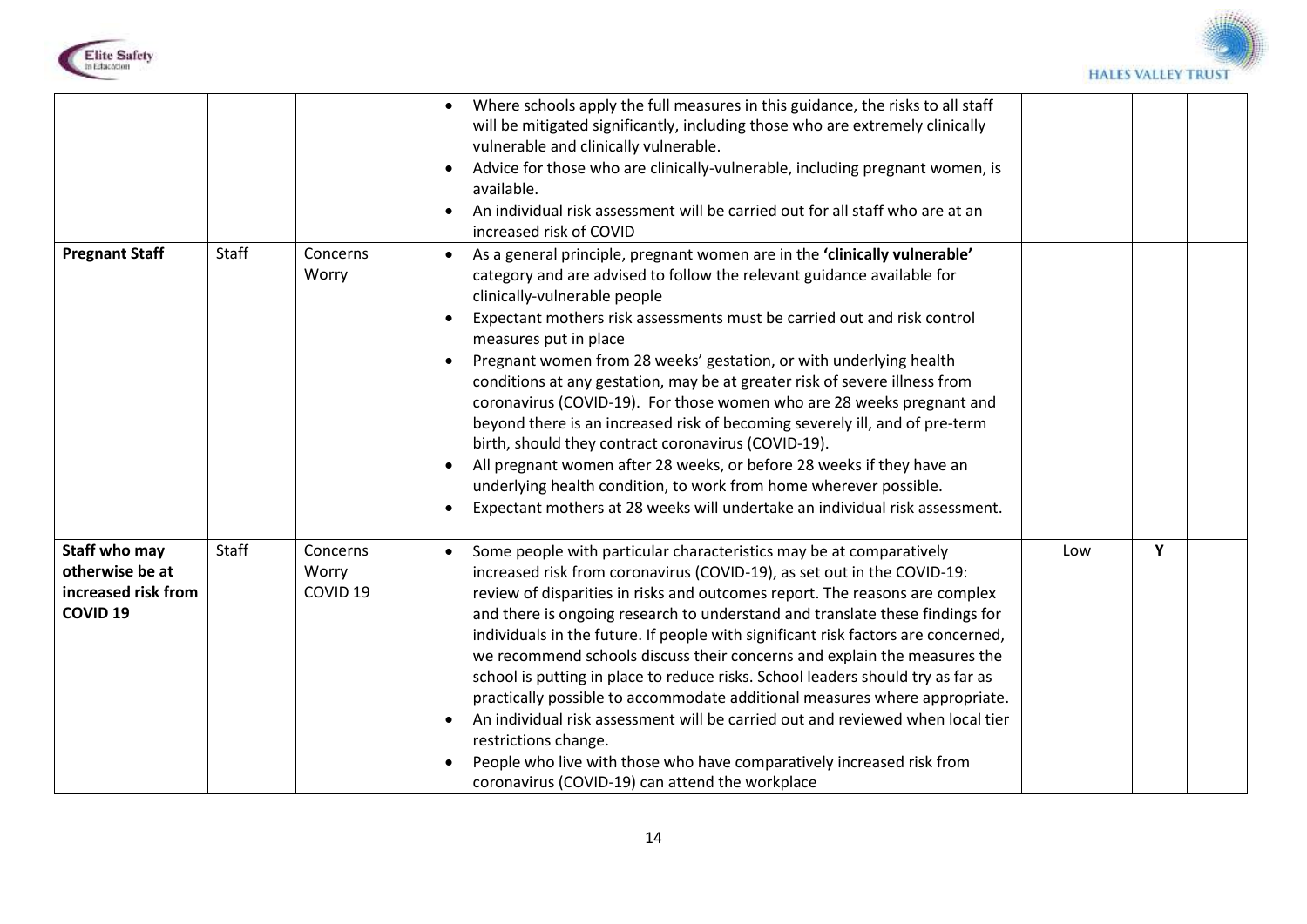| | | | | | | |
|---|---|---|---|---|---|---|
| | | | • Where schools apply the full measures in this guidance, the risks to all staff will be mitigated significantly, including those who are extremely clinically vulnerable and clinically vulnerable.<br>• Advice for those who are clinically-vulnerable, including pregnant women, is available.<br>• An individual risk assessment will be carried out for all staff who are at an increased risk of COVID | | | |
| **Pregnant Staff** | Staff | Concerns<br>Worry | • As a general principle, pregnant women are in the **'clinically vulnerable'** category and are advised to follow the relevant guidance available for clinically-vulnerable people<br>• Expectant mothers risk assessments must be carried out and risk control measures put in place<br>• Pregnant women from 28 weeks' gestation, or with underlying health conditions at any gestation, may be at greater risk of severe illness from coronavirus (COVID-19). For those women who are 28 weeks pregnant and beyond there is an increased risk of becoming severely ill, and of pre-term birth, should they contract coronavirus (COVID-19).<br>• All pregnant women after 28 weeks, or before 28 weeks if they have an underlying health condition, to work from home wherever possible.<br>• Expectant mothers at 28 weeks will undertake an individual risk assessment. | | | |
| **Staff who may otherwise be at increased risk from COVID 19** | Staff | Concerns<br>Worry<br>COVID 19 | • Some people with particular characteristics may be at comparatively increased risk from coronavirus (COVID-19), as set out in the COVID-19: review of disparities in risks and outcomes report. The reasons are complex and there is ongoing research to understand and translate these findings for individuals in the future. If people with significant risk factors are concerned, we recommend schools discuss their concerns and explain the measures the school is putting in place to reduce risks. School leaders should try as far as practically possible to accommodate additional measures where appropriate.<br>• An individual risk assessment will be carried out and reviewed when local tier restrictions change.<br>• People who live with those who have comparatively increased risk from coronavirus (COVID-19) can attend the workplace | Low | Y | |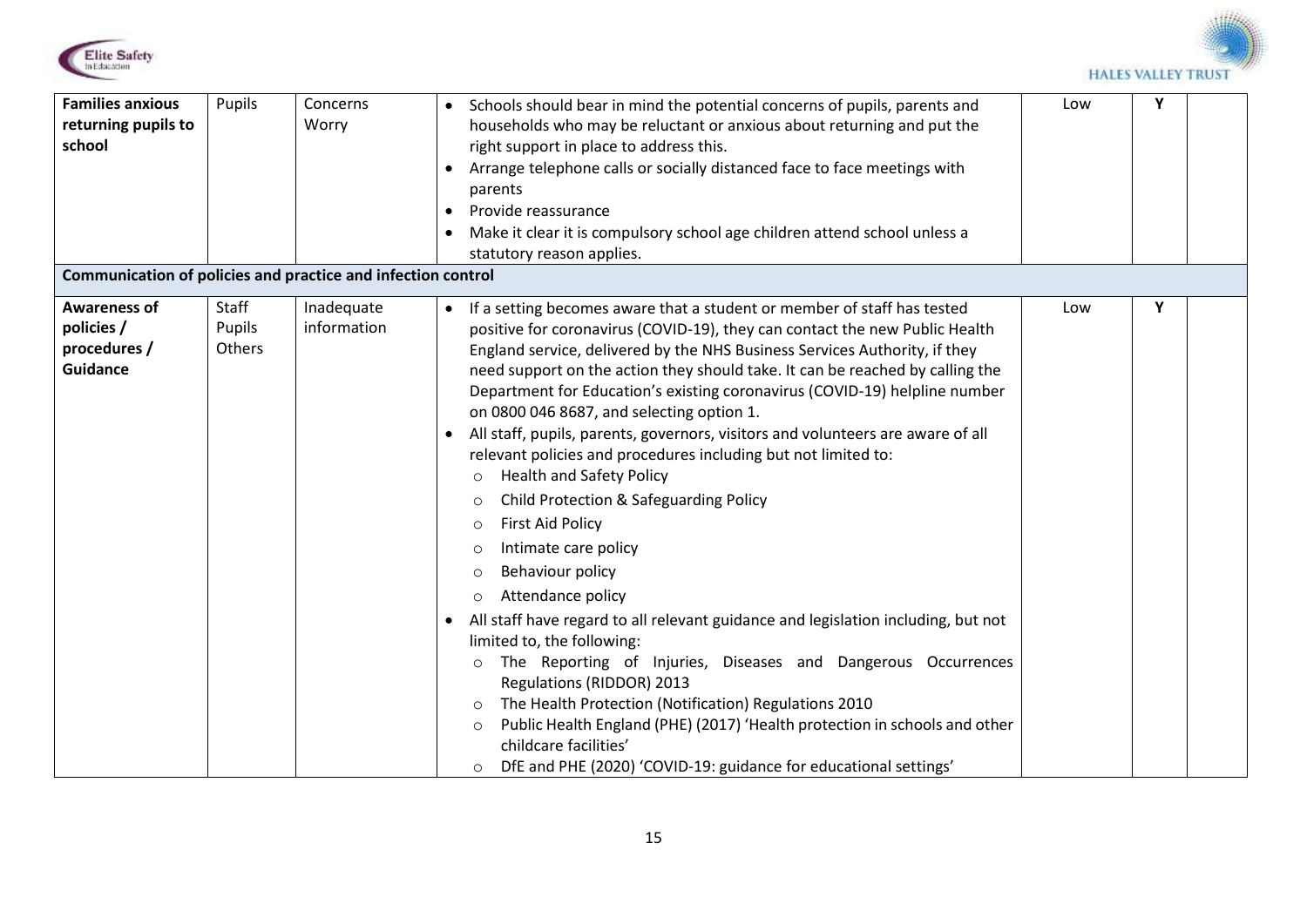| | | | | | | |
|---|---|---|---|---|---|---|
| **Families anxious returning pupils to school** | Pupils | Concerns Worry | • Schools should bear in mind the potential concerns of pupils, parents and households who may be reluctant or anxious about returning and put the right support in place to address this.<br>• Arrange telephone calls or socially distanced face to face meetings with parents<br>• Provide reassurance<br>• Make it clear it is compulsory school age children attend school unless a statutory reason applies. | Low | Y | |
| **Communication of policies and practice and infection control** | | | | | | |
| **Awareness of policies / procedures / Guidance** | Staff Pupils Others | Inadequate information | • If a setting becomes aware that a student or member of staff has tested positive for coronavirus (COVID-19), they can contact the new Public Health England service, delivered by the NHS Business Services Authority, if they need support on the action they should take. It can be reached by calling the Department for Education's existing coronavirus (COVID-19) helpline number on 0800 046 8687, and selecting option 1.<br>• All staff, pupils, parents, governors, visitors and volunteers are aware of all relevant policies and procedures including but not limited to:<br>  ○ Health and Safety Policy<br>  ○ Child Protection & Safeguarding Policy<br>  ○ First Aid Policy<br>  ○ Intimate care policy<br>  ○ Behaviour policy<br>  ○ Attendance policy<br>• All staff have regard to all relevant guidance and legislation including, but not limited to, the following:<br>  ○ The Reporting of Injuries, Diseases and Dangerous Occurrences Regulations (RIDDOR) 2013<br>  ○ The Health Protection (Notification) Regulations 2010<br>  ○ Public Health England (PHE) (2017) 'Health protection in schools and other childcare facilities'<br>  ○ DfE and PHE (2020) 'COVID-19: guidance for educational settings' | Low | Y | |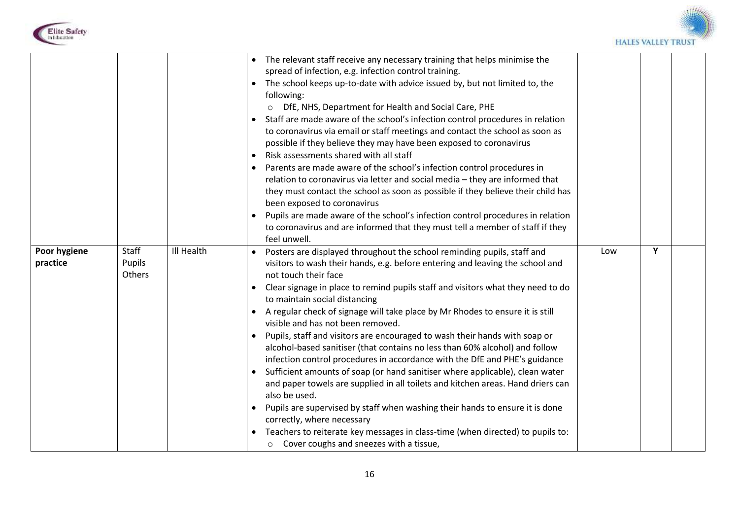| | | | | | | |
|---|---|---|---|---|---|---|
| | | | • The relevant staff receive any necessary training that helps minimise the spread of infection, e.g. infection control training.<br>• The school keeps up-to-date with advice issued by, but not limited to, the following:<br>&nbsp;&nbsp;&nbsp;&nbsp;○ DfE, NHS, Department for Health and Social Care, PHE<br>• Staff are made aware of the school's infection control procedures in relation to coronavirus via email or staff meetings and contact the school as soon as possible if they believe they may have been exposed to coronavirus<br>• Risk assessments shared with all staff<br>• Parents are made aware of the school's infection control procedures in relation to coronavirus via letter and social media – they are informed that they must contact the school as soon as possible if they believe their child has been exposed to coronavirus<br>• Pupils are made aware of the school's infection control procedures in relation to coronavirus and are informed that they must tell a member of staff if they feel unwell. | | | |
| **Poor hygiene practice** | Staff<br>Pupils<br>Others | Ill Health | • Posters are displayed throughout the school reminding pupils, staff and visitors to wash their hands, e.g. before entering and leaving the school and not touch their face<br>• Clear signage in place to remind pupils staff and visitors what they need to do to maintain social distancing<br>• A regular check of signage will take place by Mr Rhodes to ensure it is still visible and has not been removed.<br>• Pupils, staff and visitors are encouraged to wash their hands with soap or alcohol-based sanitiser (that contains no less than 60% alcohol) and follow infection control procedures in accordance with the DfE and PHE's guidance<br>• Sufficient amounts of soap (or hand sanitiser where applicable), clean water and paper towels are supplied in all toilets and kitchen areas. Hand driers can also be used.<br>• Pupils are supervised by staff when washing their hands to ensure it is done correctly, where necessary<br>• Teachers to reiterate key messages in class-time (when directed) to pupils to:<br>&nbsp;&nbsp;&nbsp;&nbsp;○ Cover coughs and sneezes with a tissue, | Low | Y | |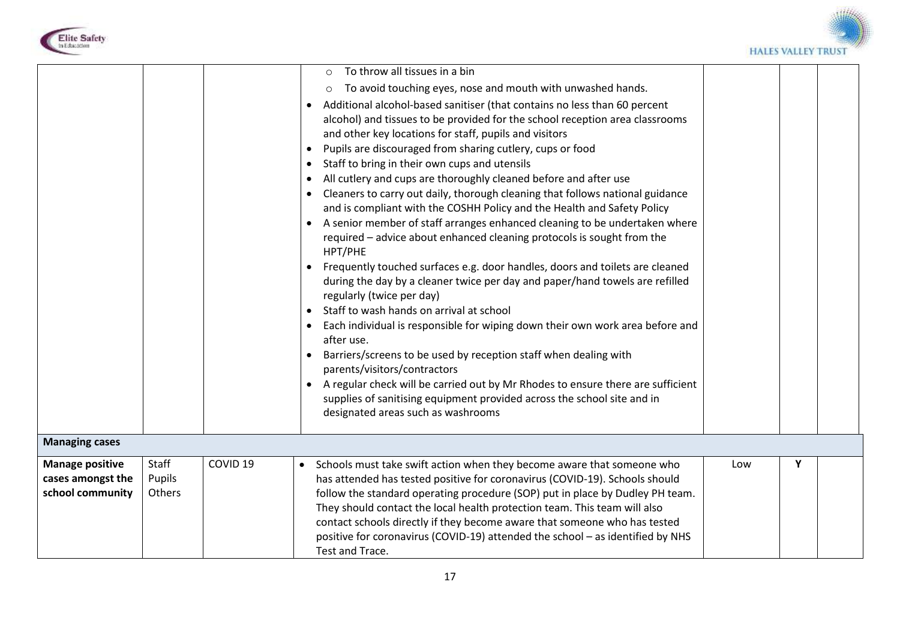| | | | | | | |
|---|---|---|---|---|---|---|
| | | | ○ To throw all tissues in a bin<br>○ To avoid touching eyes, nose and mouth with unwashed hands.<br>• Additional alcohol-based sanitiser (that contains no less than 60 percent alcohol) and tissues to be provided for the school reception area classrooms and other key locations for staff, pupils and visitors<br>• Pupils are discouraged from sharing cutlery, cups or food<br>• Staff to bring in their own cups and utensils<br>• All cutlery and cups are thoroughly cleaned before and after use<br>• Cleaners to carry out daily, thorough cleaning that follows national guidance and is compliant with the COSHH Policy and the Health and Safety Policy<br>• A senior member of staff arranges enhanced cleaning to be undertaken where required – advice about enhanced cleaning protocols is sought from the HPT/PHE<br>• Frequently touched surfaces e.g. door handles, doors and toilets are cleaned during the day by a cleaner twice per day and paper/hand towels are refilled regularly (twice per day)<br>• Staff to wash hands on arrival at school<br>• Each individual is responsible for wiping down their own work area before and after use.<br>• Barriers/screens to be used by reception staff when dealing with parents/visitors/contractors<br>• A regular check will be carried out by Mr Rhodes to ensure there are sufficient supplies of sanitising equipment provided across the school site and in designated areas such as washrooms | | | |
| **Managing cases** | | | | | | |
| **Manage positive cases amongst the school community** | Staff<br>Pupils<br>Others | COVID 19 | • Schools must take swift action when they become aware that someone who has attended has tested positive for coronavirus (COVID-19). Schools should follow the standard operating procedure (SOP) put in place by Dudley PH team. They should contact the local health protection team. This team will also contact schools directly if they become aware that someone who has tested positive for coronavirus (COVID-19) attended the school – as identified by NHS Test and Trace. | Low | Y | |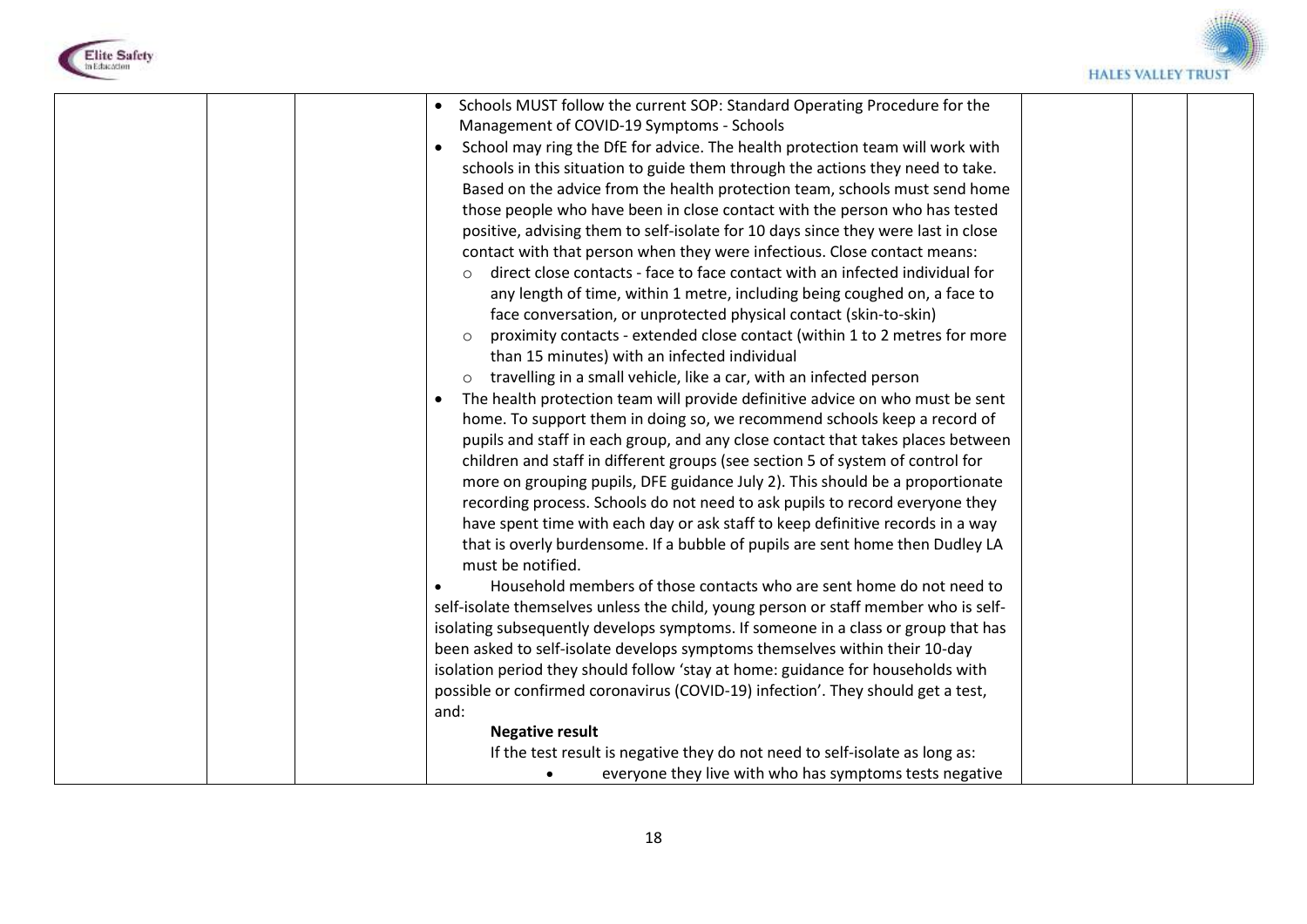| | | | | | | |
|---|---|---|---|---|---|---|
| | | | • Schools MUST follow the current SOP: Standard Operating Procedure for the Management of COVID-19 Symptoms - Schools<br>• School may ring the DfE for advice. The health protection team will work with schools in this situation to guide them through the actions they need to take. Based on the advice from the health protection team, schools must send home those people who have been in close contact with the person who has tested positive, advising them to self-isolate for 10 days since they were last in close contact with that person when they were infectious. Close contact means:<br>  ○ direct close contacts - face to face contact with an infected individual for any length of time, within 1 metre, including being coughed on, a face to face conversation, or unprotected physical contact (skin-to-skin)<br>  ○ proximity contacts - extended close contact (within 1 to 2 metres for more than 15 minutes) with an infected individual<br>  ○ travelling in a small vehicle, like a car, with an infected person<br>• The health protection team will provide definitive advice on who must be sent home. To support them in doing so, we recommend schools keep a record of pupils and staff in each group, and any close contact that takes places between children and staff in different groups (see section 5 of system of control for more on grouping pupils, DFE guidance July 2). This should be a proportionate recording process. Schools do not need to ask pupils to record everyone they have spent time with each day or ask staff to keep definitive records in a way that is overly burdensome. If a bubble of pupils are sent home then Dudley LA must be notified.<br>• Household members of those contacts who are sent home do not need to self-isolate themselves unless the child, young person or staff member who is self-isolating subsequently develops symptoms. If someone in a class or group that has been asked to self-isolate develops symptoms themselves within their 10-day isolation period they should follow 'stay at home: guidance for households with possible or confirmed coronavirus (COVID-19) infection'. They should get a test, and:<br>**Negative result**<br>If the test result is negative they do not need to self-isolate as long as:<br>• everyone they live with who has symptoms tests negative | | | |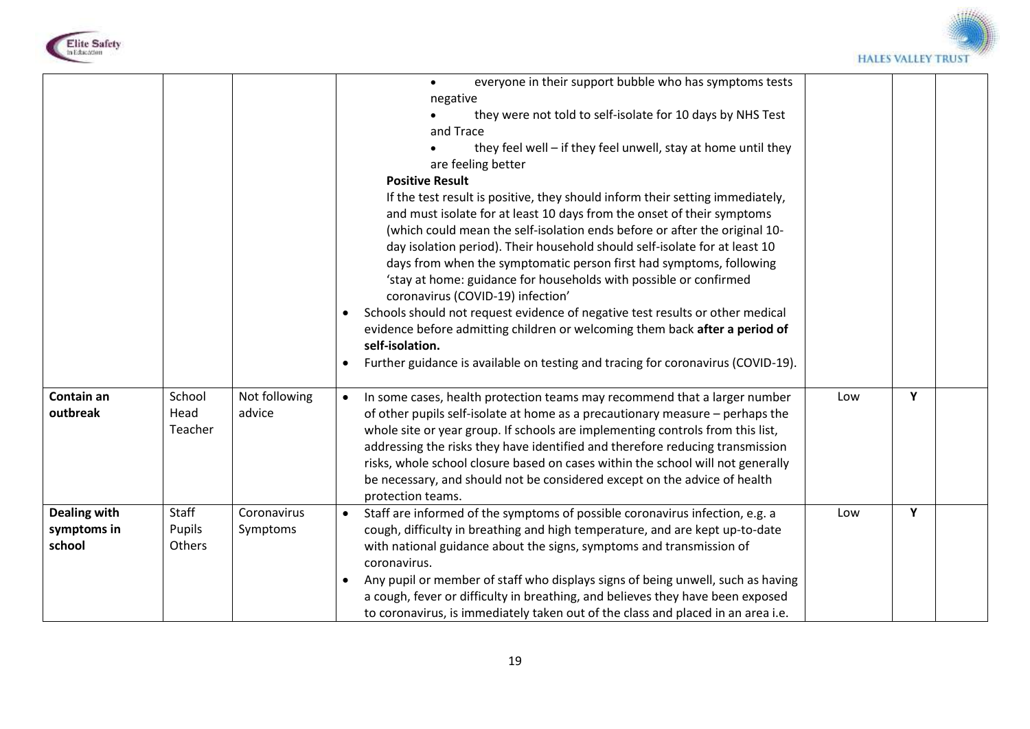| | | | | | | |
|---|---|---|---|---|---|---|
| | | | • everyone in their support bubble who has symptoms tests negative<br>• they were not told to self-isolate for 10 days by NHS Test and Trace<br>• they feel well – if they feel unwell, stay at home until they are feeling better<br>**Positive Result**<br>If the test result is positive, they should inform their setting immediately, and must isolate for at least 10 days from the onset of their symptoms (which could mean the self-isolation ends before or after the original 10-day isolation period). Their household should self-isolate for at least 10 days from when the symptomatic person first had symptoms, following 'stay at home: guidance for households with possible or confirmed coronavirus (COVID-19) infection'<br>• Schools should not request evidence of negative test results or other medical evidence before admitting children or welcoming them back **after a period of self-isolation.**<br>• Further guidance is available on testing and tracing for coronavirus (COVID-19). | | | |
| **Contain an outbreak** | School Head Teacher | Not following advice | • In some cases, health protection teams may recommend that a larger number of other pupils self-isolate at home as a precautionary measure – perhaps the whole site or year group. If schools are implementing controls from this list, addressing the risks they have identified and therefore reducing transmission risks, whole school closure based on cases within the school will not generally be necessary, and should not be considered except on the advice of health protection teams. | Low | Y | |
| **Dealing with symptoms in school** | Staff Pupils Others | Coronavirus Symptoms | • Staff are informed of the symptoms of possible coronavirus infection, e.g. a cough, difficulty in breathing and high temperature, and are kept up-to-date with national guidance about the signs, symptoms and transmission of coronavirus.<br>• Any pupil or member of staff who displays signs of being unwell, such as having a cough, fever or difficulty in breathing, and believes they have been exposed to coronavirus, is immediately taken out of the class and placed in an area i.e. | Low | Y | |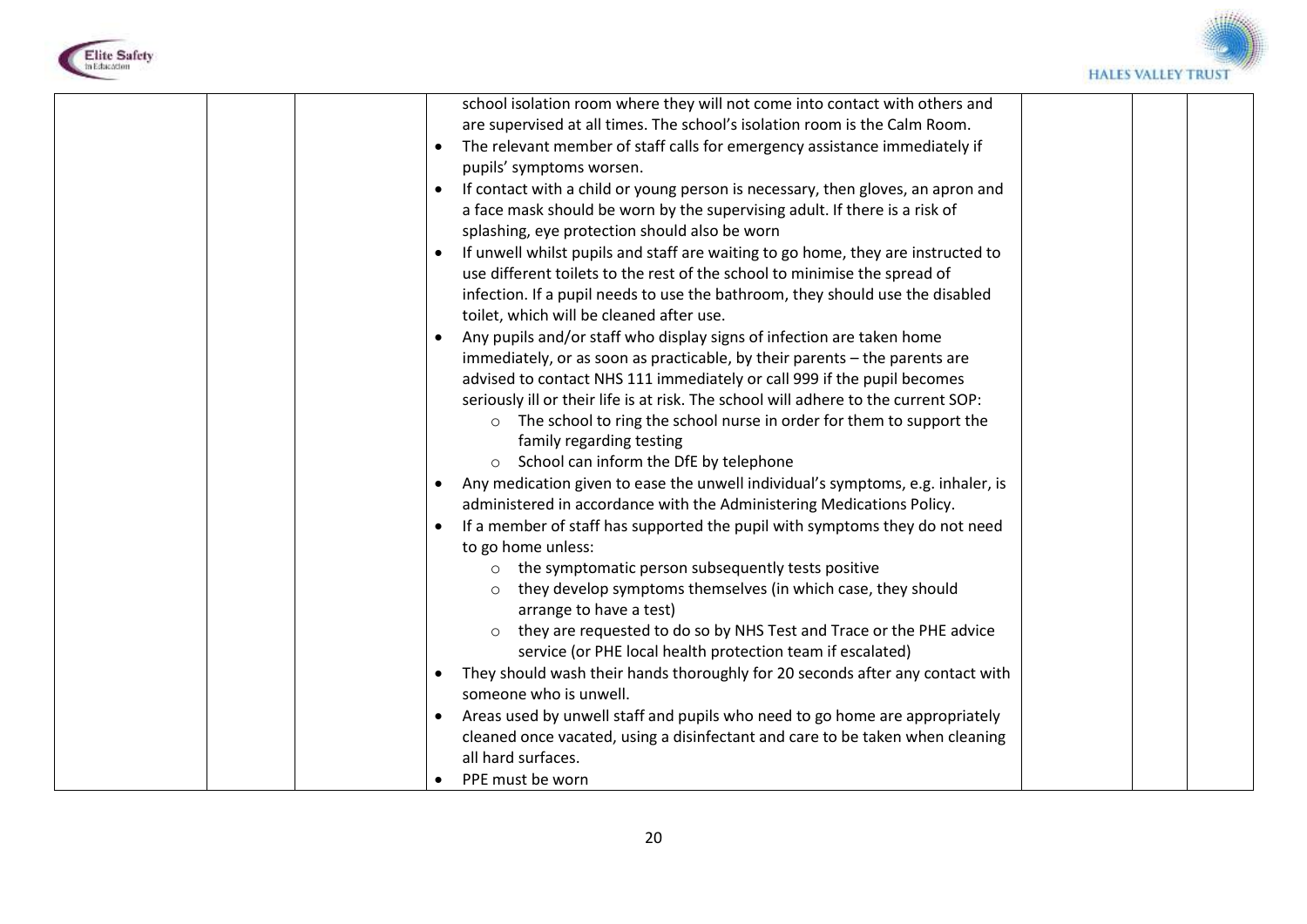|  |  |  | school isolation room where they will not come into contact with others and are supervised at all times. The school's isolation room is the Calm Room.<br>• The relevant member of staff calls for emergency assistance immediately if pupils' symptoms worsen.<br>• If contact with a child or young person is necessary, then gloves, an apron and a face mask should be worn by the supervising adult. If there is a risk of splashing, eye protection should also be worn<br>• If unwell whilst pupils and staff are waiting to go home, they are instructed to use different toilets to the rest of the school to minimise the spread of infection. If a pupil needs to use the bathroom, they should use the disabled toilet, which will be cleaned after use.<br>• Any pupils and/or staff who display signs of infection are taken home immediately, or as soon as practicable, by their parents – the parents are advised to contact NHS 111 immediately or call 999 if the pupil becomes seriously ill or their life is at risk. The school will adhere to the current SOP:<br>&nbsp;&nbsp;&nbsp;&nbsp;○ The school to ring the school nurse in order for them to support the family regarding testing<br>&nbsp;&nbsp;&nbsp;&nbsp;○ School can inform the DfE by telephone<br>• Any medication given to ease the unwell individual's symptoms, e.g. inhaler, is administered in accordance with the Administering Medications Policy.<br>• If a member of staff has supported the pupil with symptoms they do not need to go home unless:<br>&nbsp;&nbsp;&nbsp;&nbsp;○ the symptomatic person subsequently tests positive<br>&nbsp;&nbsp;&nbsp;&nbsp;○ they develop symptoms themselves (in which case, they should arrange to have a test)<br>&nbsp;&nbsp;&nbsp;&nbsp;○ they are requested to do so by NHS Test and Trace or the PHE advice service (or PHE local health protection team if escalated)<br>• They should wash their hands thoroughly for 20 seconds after any contact with someone who is unwell.<br>• Areas used by unwell staff and pupils who need to go home are appropriately cleaned once vacated, using a disinfectant and care to be taken when cleaning all hard surfaces.<br>• PPE must be worn |  |  |  |
|---|---|---|---|---|---|---|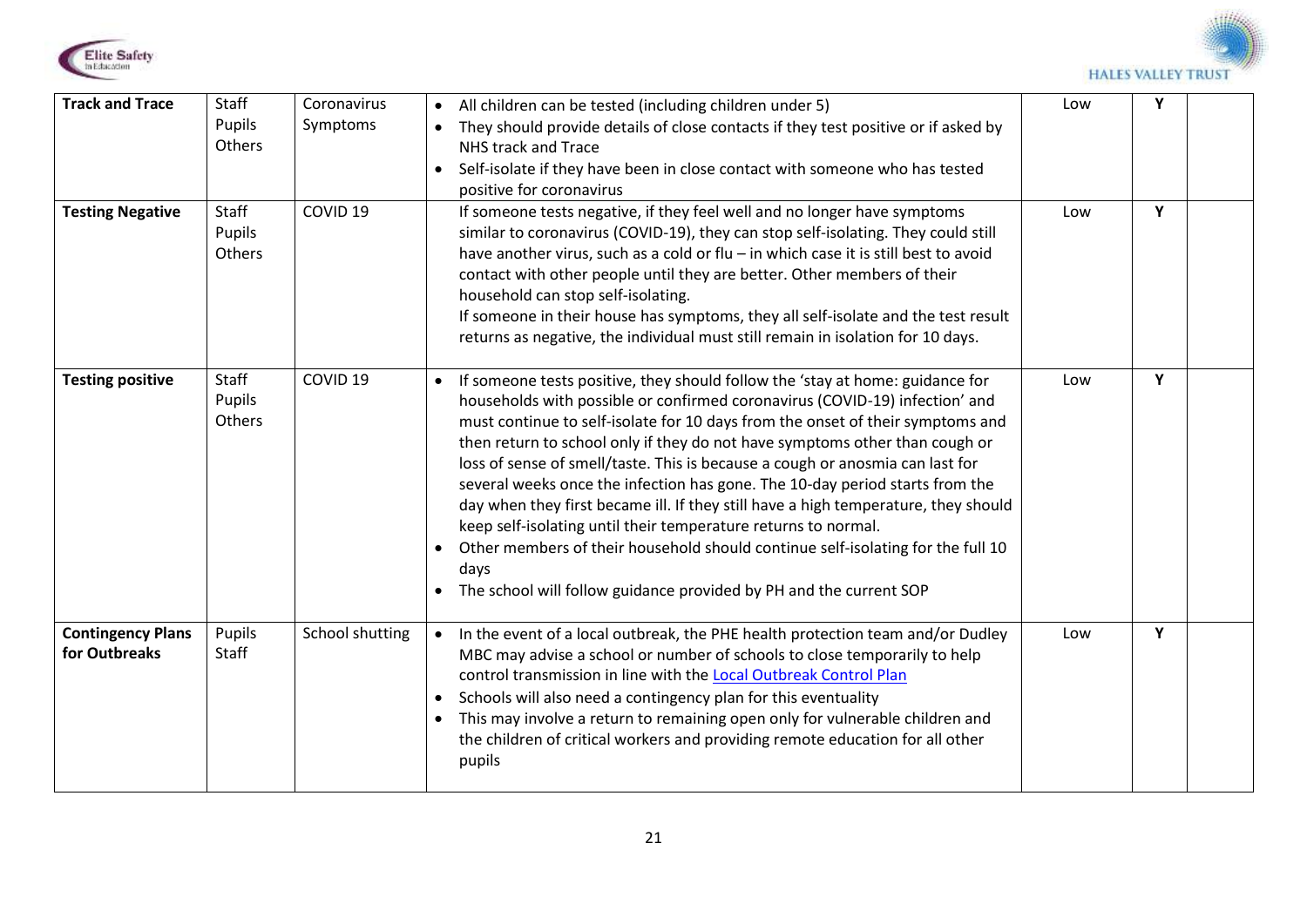| **Track and Trace** | Staff<br>Pupils<br>Others | Coronavirus Symptoms | • All children can be tested (including children under 5)<br>• They should provide details of close contacts if they test positive or if asked by NHS track and Trace<br>• Self-isolate if they have been in close contact with someone who has tested positive for coronavirus | Low | Y | |
|---|---|---|---|---|---|---|
| **Testing Negative** | Staff<br>Pupils<br>Others | COVID 19 | If someone tests negative, if they feel well and no longer have symptoms similar to coronavirus (COVID-19), they can stop self-isolating. They could still have another virus, such as a cold or flu – in which case it is still best to avoid contact with other people until they are better. Other members of their household can stop self-isolating.<br>If someone in their house has symptoms, they all self-isolate and the test result returns as negative, the individual must still remain in isolation for 10 days. | Low | Y | |
| **Testing positive** | Staff<br>Pupils<br>Others | COVID 19 | • If someone tests positive, they should follow the 'stay at home: guidance for households with possible or confirmed coronavirus (COVID-19) infection' and must continue to self-isolate for 10 days from the onset of their symptoms and then return to school only if they do not have symptoms other than cough or loss of sense of smell/taste. This is because a cough or anosmia can last for several weeks once the infection has gone. The 10-day period starts from the day when they first became ill. If they still have a high temperature, they should keep self-isolating until their temperature returns to normal.<br>• Other members of their household should continue self-isolating for the full 10 days<br>• The school will follow guidance provided by PH and the current SOP | Low | Y | |
| **Contingency Plans for Outbreaks** | Pupils<br>Staff | School shutting | • In the event of a local outbreak, the PHE health protection team and/or Dudley MBC may advise a school or number of schools to close temporarily to help control transmission in line with the Local Outbreak Control Plan<br>• Schools will also need a contingency plan for this eventuality<br>• This may involve a return to remaining open only for vulnerable children and the children of critical workers and providing remote education for all other pupils | Low | Y | |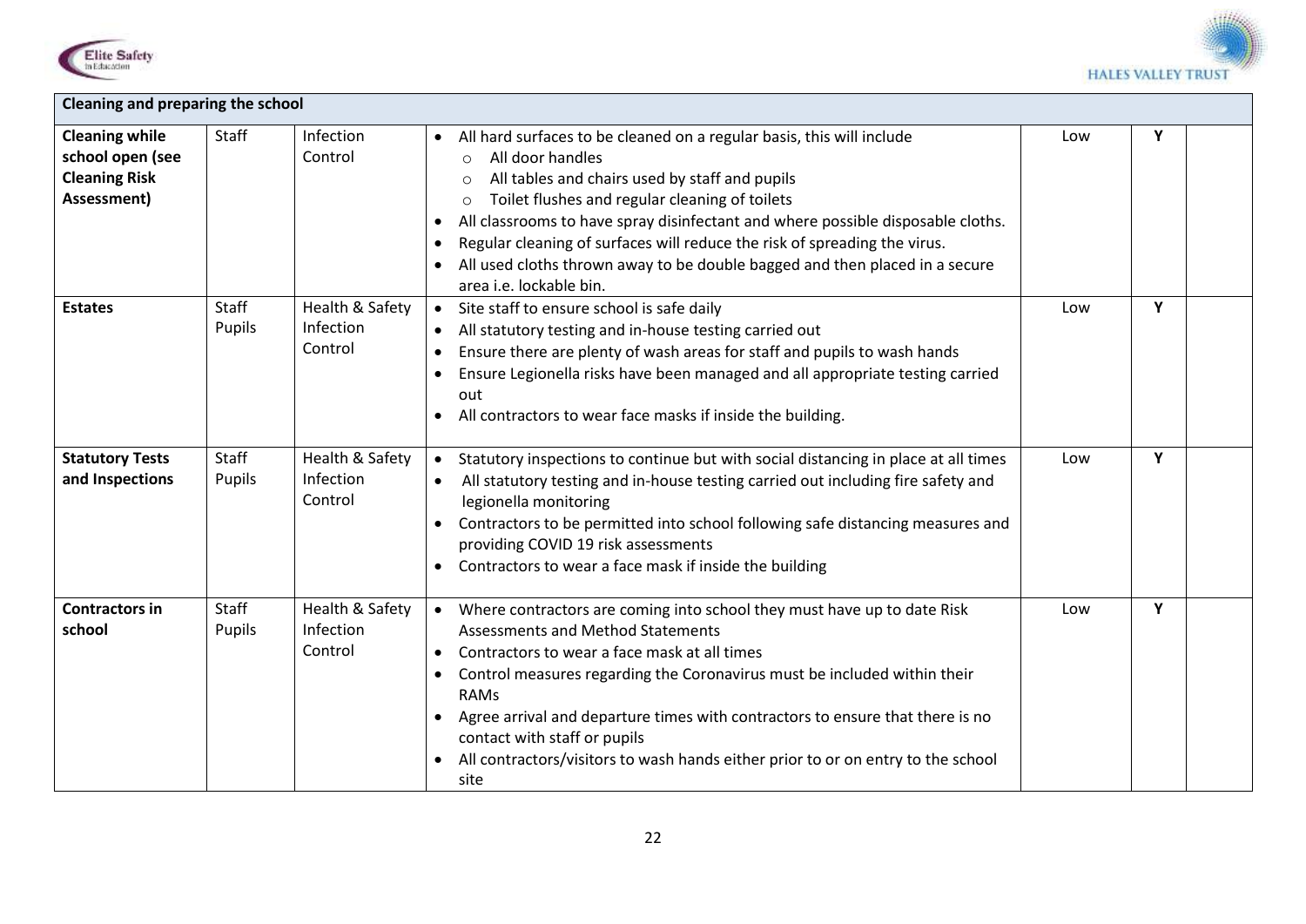| Cleaning and preparing the school | | | | | | |
|---|---|---|---|---|---|---|
| **Cleaning while school open (see Cleaning Risk Assessment)** | Staff | Infection Control | • All hard surfaces to be cleaned on a regular basis, this will include<br>&nbsp;&nbsp;○ All door handles<br>&nbsp;&nbsp;○ All tables and chairs used by staff and pupils<br>&nbsp;&nbsp;○ Toilet flushes and regular cleaning of toilets<br>• All classrooms to have spray disinfectant and where possible disposable cloths.<br>• Regular cleaning of surfaces will reduce the risk of spreading the virus.<br>• All used cloths thrown away to be double bagged and then placed in a secure area i.e. lockable bin. | Low | **Y** | |
| **Estates** | Staff<br>Pupils | Health & Safety<br>Infection Control | • Site staff to ensure school is safe daily<br>• All statutory testing and in-house testing carried out<br>• Ensure there are plenty of wash areas for staff and pupils to wash hands<br>• Ensure Legionella risks have been managed and all appropriate testing carried out<br>• All contractors to wear face masks if inside the building. | Low | **Y** | |
| **Statutory Tests and Inspections** | Staff<br>Pupils | Health & Safety<br>Infection Control | • Statutory inspections to continue but with social distancing in place at all times<br>• All statutory testing and in-house testing carried out including fire safety and legionella monitoring<br>• Contractors to be permitted into school following safe distancing measures and providing COVID 19 risk assessments<br>• Contractors to wear a face mask if inside the building | Low | **Y** | |
| **Contractors in school** | Staff<br>Pupils | Health & Safety<br>Infection Control | • Where contractors are coming into school they must have up to date Risk Assessments and Method Statements<br>• Contractors to wear a face mask at all times<br>• Control measures regarding the Coronavirus must be included within their RAMs<br>• Agree arrival and departure times with contractors to ensure that there is no contact with staff or pupils<br>• All contractors/visitors to wash hands either prior to or on entry to the school site | Low | **Y** | |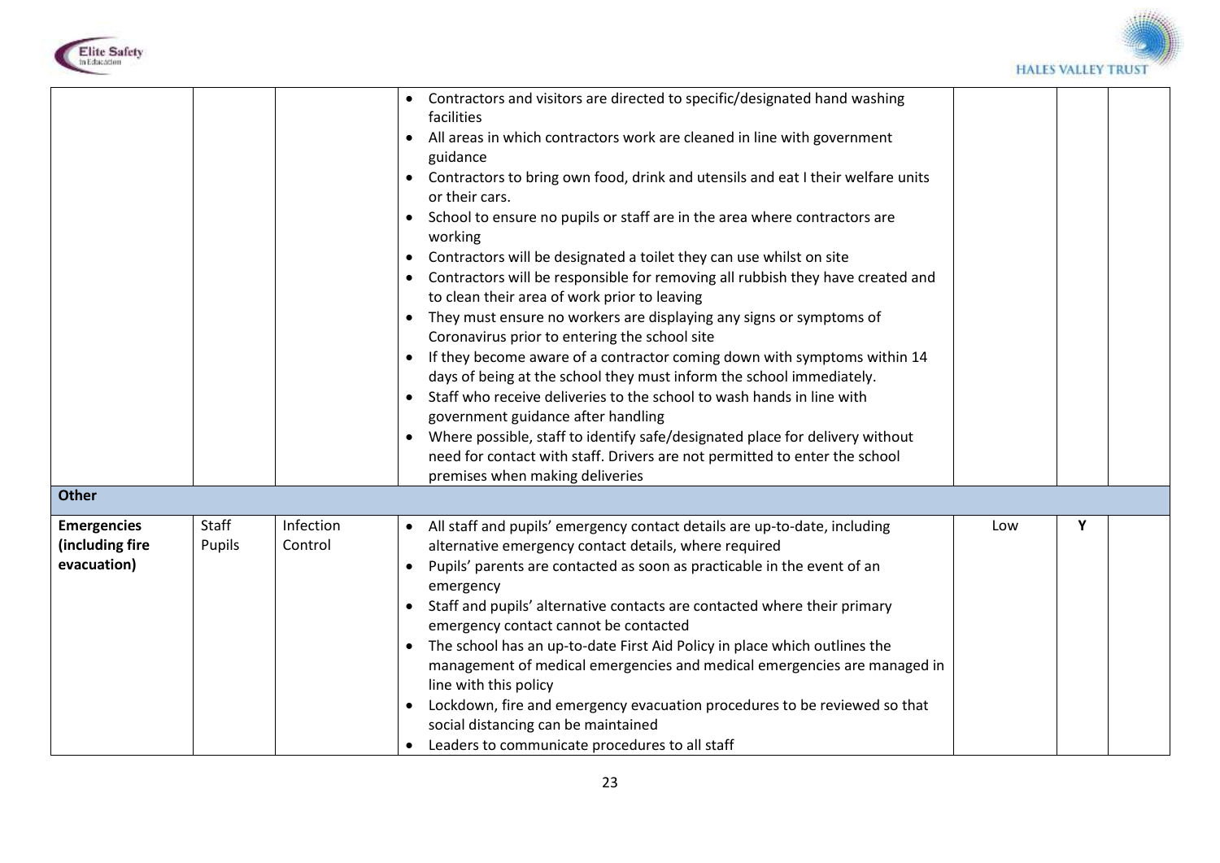| | | | | | | |
|---|---|---|---|---|---|---|
| | | | • Contractors and visitors are directed to specific/designated hand washing facilities<br>• All areas in which contractors work are cleaned in line with government guidance<br>• Contractors to bring own food, drink and utensils and eat I their welfare units or their cars.<br>• School to ensure no pupils or staff are in the area where contractors are working<br>• Contractors will be designated a toilet they can use whilst on site<br>• Contractors will be responsible for removing all rubbish they have created and to clean their area of work prior to leaving<br>• They must ensure no workers are displaying any signs or symptoms of Coronavirus prior to entering the school site<br>• If they become aware of a contractor coming down with symptoms within 14 days of being at the school they must inform the school immediately.<br>• Staff who receive deliveries to the school to wash hands in line with government guidance after handling<br>• Where possible, staff to identify safe/designated place for delivery without need for contact with staff. Drivers are not permitted to enter the school premises when making deliveries | | | |
| **Other** | | | | | | |
| **Emergencies (including fire evacuation)** | Staff<br>Pupils | Infection Control | • All staff and pupils' emergency contact details are up-to-date, including alternative emergency contact details, where required<br>• Pupils' parents are contacted as soon as practicable in the event of an emergency<br>• Staff and pupils' alternative contacts are contacted where their primary emergency contact cannot be contacted<br>• The school has an up-to-date First Aid Policy in place which outlines the management of medical emergencies and medical emergencies are managed in line with this policy<br>• Lockdown, fire and emergency evacuation procedures to be reviewed so that social distancing can be maintained<br>• Leaders to communicate procedures to all staff | Low | Y | |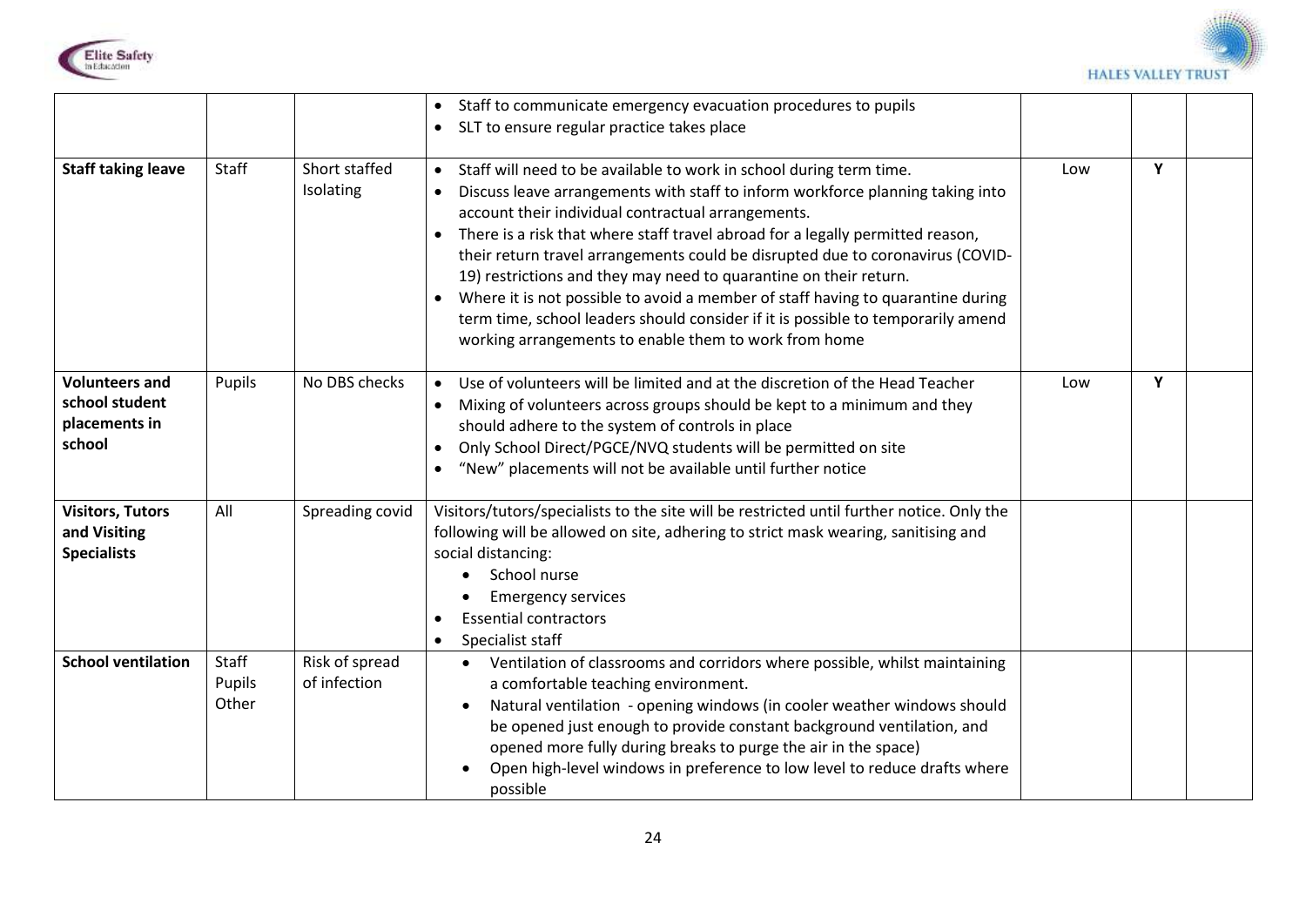| | | | | | | |
|---|---|---|---|---|---|---|
| | | | • Staff to communicate emergency evacuation procedures to pupils<br>• SLT to ensure regular practice takes place | | | |
| **Staff taking leave** | Staff | Short staffed<br>Isolating | • Staff will need to be available to work in school during term time.<br>• Discuss leave arrangements with staff to inform workforce planning taking into account their individual contractual arrangements.<br>• There is a risk that where staff travel abroad for a legally permitted reason, their return travel arrangements could be disrupted due to coronavirus (COVID-19) restrictions and they may need to quarantine on their return.<br>• Where it is not possible to avoid a member of staff having to quarantine during term time, school leaders should consider if it is possible to temporarily amend working arrangements to enable them to work from home | Low | Y | |
| **Volunteers and school student placements in school** | Pupils | No DBS checks | • Use of volunteers will be limited and at the discretion of the Head Teacher<br>• Mixing of volunteers across groups should be kept to a minimum and they should adhere to the system of controls in place<br>• Only School Direct/PGCE/NVQ students will be permitted on site<br>• "New" placements will not be available until further notice | Low | Y | |
| **Visitors, Tutors and Visiting Specialists** | All | Spreading covid | Visitors/tutors/specialists to the site will be restricted until further notice. Only the following will be allowed on site, adhering to strict mask wearing, sanitising and social distancing:<br>• School nurse<br>• Emergency services<br>• Essential contractors<br>• Specialist staff | | | |
| **School ventilation** | Staff<br>Pupils<br>Other | Risk of spread of infection | • Ventilation of classrooms and corridors where possible, whilst maintaining a comfortable teaching environment.<br>• Natural ventilation - opening windows (in cooler weather windows should be opened just enough to provide constant background ventilation, and opened more fully during breaks to purge the air in the space)<br>• Open high-level windows in preference to low level to reduce drafts where possible | | | |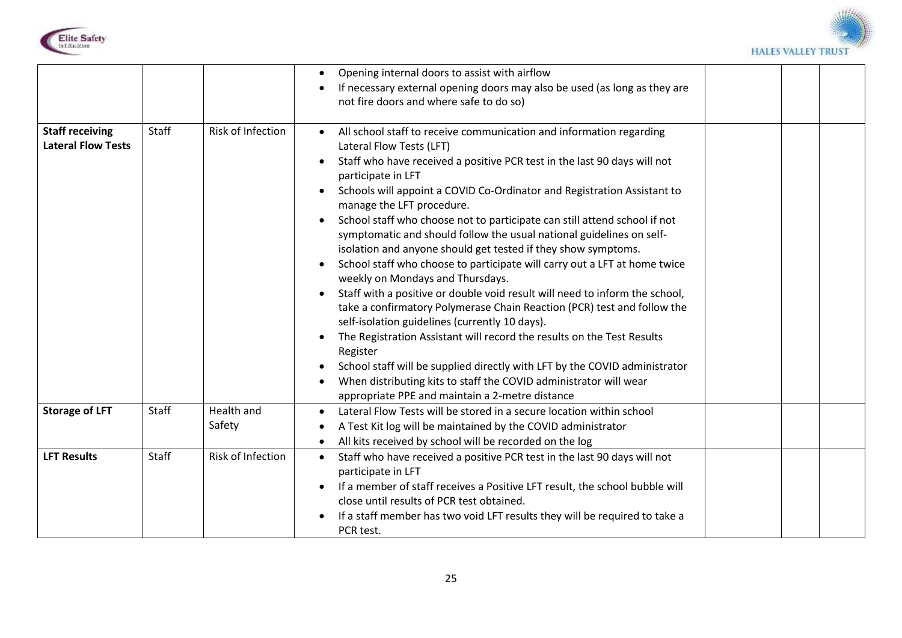| | | | | | | |
|---|---|---|---|---|---|---|
| | | | • Opening internal doors to assist with airflow<br>• If necessary external opening doors may also be used (as long as they are not fire doors and where safe to do so) | | | |
| **Staff receiving Lateral Flow Tests** | Staff | Risk of Infection | • All school staff to receive communication and information regarding Lateral Flow Tests (LFT)<br>• Staff who have received a positive PCR test in the last 90 days will not participate in LFT<br>• Schools will appoint a COVID Co-Ordinator and Registration Assistant to manage the LFT procedure.<br>• School staff who choose not to participate can still attend school if not symptomatic and should follow the usual national guidelines on self-isolation and anyone should get tested if they show symptoms.<br>• School staff who choose to participate will carry out a LFT at home twice weekly on Mondays and Thursdays.<br>• Staff with a positive or double void result will need to inform the school, take a confirmatory Polymerase Chain Reaction (PCR) test and follow the self-isolation guidelines (currently 10 days).<br>• The Registration Assistant will record the results on the Test Results Register<br>• School staff will be supplied directly with LFT by the COVID administrator<br>• When distributing kits to staff the COVID administrator will wear appropriate PPE and maintain a 2-metre distance | | | |
| **Storage of LFT** | Staff | Health and Safety | • Lateral Flow Tests will be stored in a secure location within school<br>• A Test Kit log will be maintained by the COVID administrator<br>• All kits received by school will be recorded on the log | | | |
| **LFT Results** | Staff | Risk of Infection | • Staff who have received a positive PCR test in the last 90 days will not participate in LFT<br>• If a member of staff receives a Positive LFT result, the school bubble will close until results of PCR test obtained.<br>• If a staff member has two void LFT results they will be required to take a PCR test. | | | |